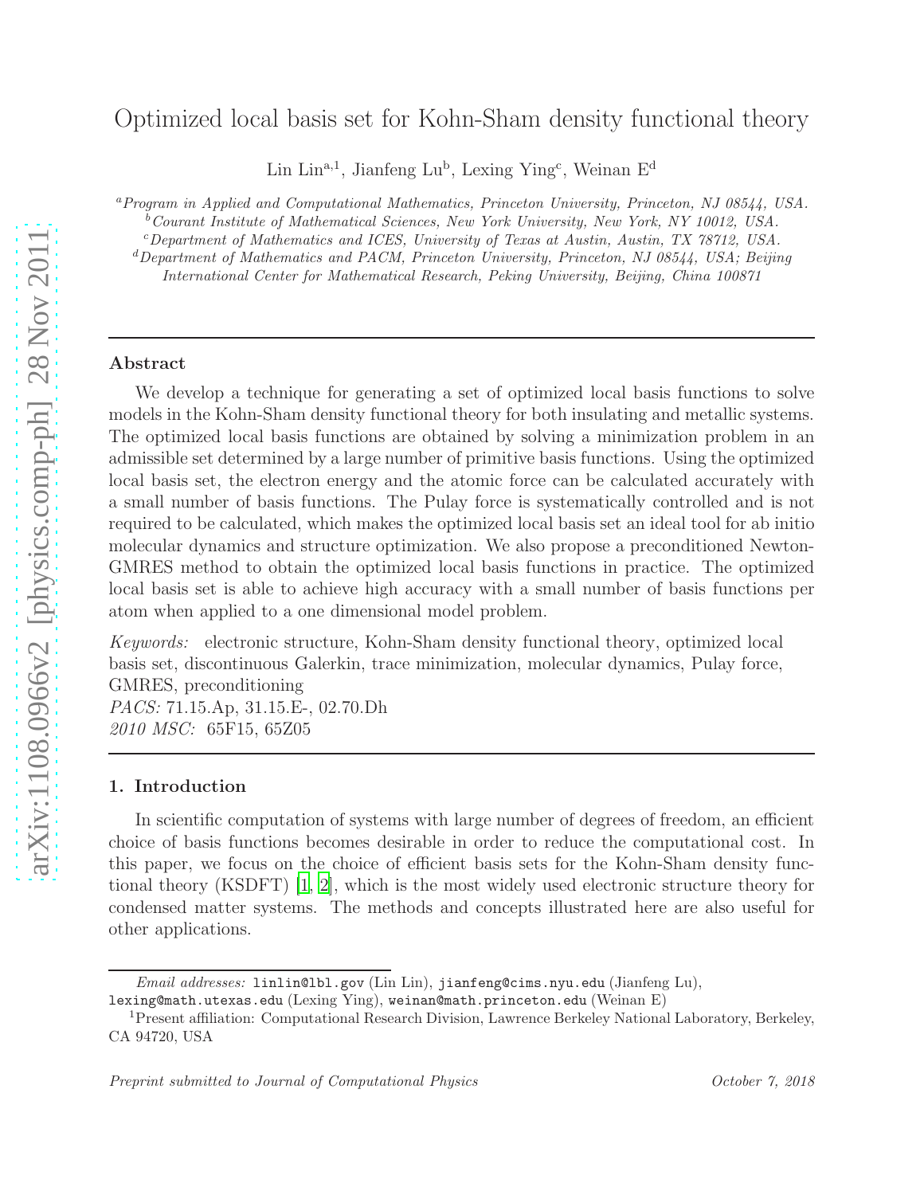# Optimized local basis set for Kohn-Sham density functional theory

Lin Lin[a,1], Jianfeng Lu[b], Lexing Ying[c], Weinan E[d]

[a] *Program in Applied and Computational Mathematics, Princeton University, Princeton, NJ 08544, USA.*
[b] *Courant Institute of Mathematical Sciences, New York University, New York, NY 10012, USA.*
[c] *Department of Mathematics and ICES, University of Texas at Austin, Austin, TX 78712, USA.*
[d] *Department of Mathematics and PACM, Princeton University, Princeton, NJ 08544, USA; Beijing International Center for Mathematical Research, Peking University, Beijing, China 100871*

## Abstract

We develop a technique for generating a set of optimized local basis functions to solve models in the Kohn-Sham density functional theory for both insulating and metallic systems. The optimized local basis functions are obtained by solving a minimization problem in an admissible set determined by a large number of primitive basis functions. Using the optimized local basis set, the electron energy and the atomic force can be calculated accurately with a small number of basis functions. The Pulay force is systematically controlled and is not required to be calculated, which makes the optimized local basis set an ideal tool for ab initio molecular dynamics and structure optimization. We also propose a preconditioned Newton-GMRES method to obtain the optimized local basis functions in practice. The optimized local basis set is able to achieve high accuracy with a small number of basis functions per atom when applied to a one dimensional model problem.

*Keywords:* electronic structure, Kohn-Sham density functional theory, optimized local basis set, discontinuous Galerkin, trace minimization, molecular dynamics, Pulay force, GMRES, preconditioning
*PACS:* 71.15.Ap, 31.15.E-, 02.70.Dh
*2010 MSC:* 65F15, 65Z05

## 1. Introduction

In scientific computation of systems with large number of degrees of freedom, an efficient choice of basis functions becomes desirable in order to reduce the computational cost. In this paper, we focus on the choice of efficient basis sets for the Kohn-Sham density functional theory (KSDFT) [1, 2], which is the most widely used electronic structure theory for condensed matter systems. The methods and concepts illustrated here are also useful for other applications.

*Email addresses:* linlin@lbl.gov (Lin Lin), jianfeng@cims.nyu.edu (Jianfeng Lu), lexing@math.utexas.edu (Lexing Ying), weinan@math.princeton.edu (Weinan E)

[1] Present affiliation: Computational Research Division, Lawrence Berkeley National Laboratory, Berkeley, CA 94720, USA

*Preprint submitted to Journal of Computational Physics* October 7, 2018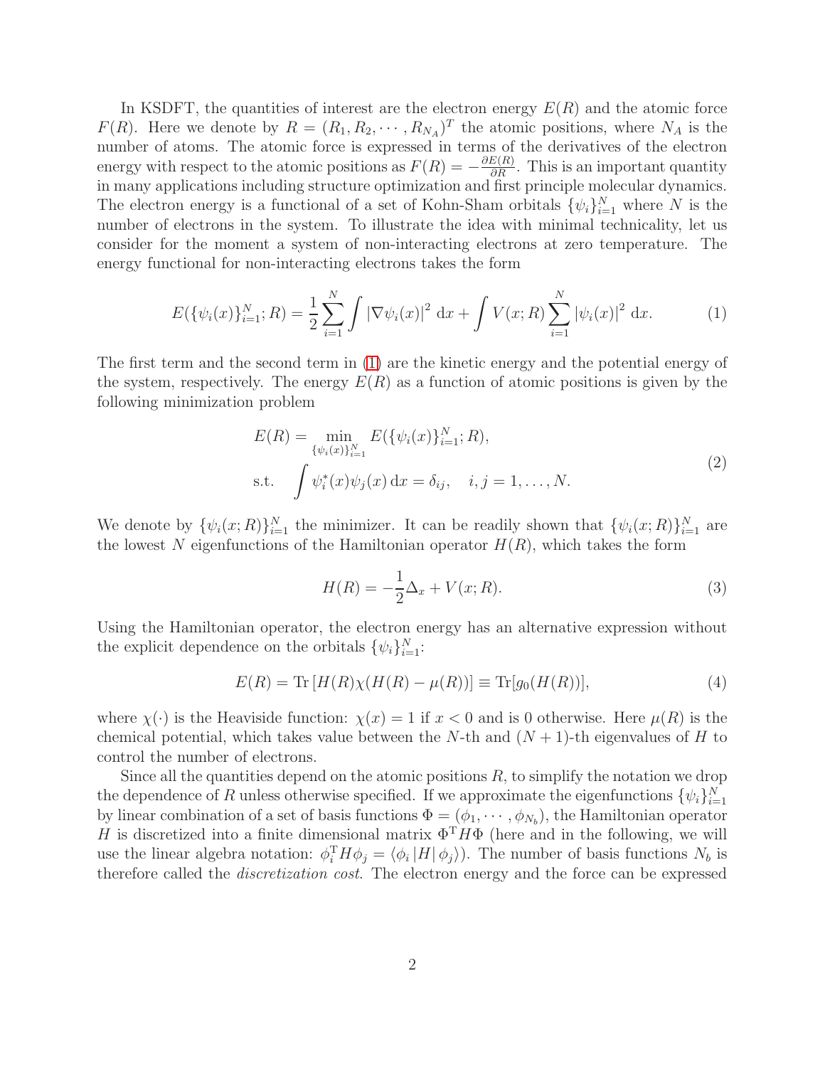In KSDFT, the quantities of interest are the electron energy $E(R)$ and the atomic force $F(R)$. Here we denote by $R = (R_1, R_2, \cdots, R_{N_A})^T$ the atomic positions, where $N_A$ is the number of atoms. The atomic force is expressed in terms of the derivatives of the electron energy with respect to the atomic positions as $F(R) = -\frac{\partial E(R)}{\partial R}$. This is an important quantity in many applications including structure optimization and first principle molecular dynamics. The electron energy is a functional of a set of Kohn-Sham orbitals $\{\psi_i\}_{i=1}^N$ where $N$ is the number of electrons in the system. To illustrate the idea with minimal technicality, let us consider for the moment a system of non-interacting electrons at zero temperature. The energy functional for non-interacting electrons takes the form

$$E(\{\psi_i(x)\}_{i=1}^N; R) = \frac{1}{2}\sum_{i=1}^N \int |\nabla\psi_i(x)|^2 \,\mathrm{d}x + \int V(x;R)\sum_{i=1}^N |\psi_i(x)|^2 \,\mathrm{d}x. \tag{1}$$

The first term and the second term in (1) are the kinetic energy and the potential energy of the system, respectively. The energy $E(R)$ as a function of atomic positions is given by the following minimization problem

$$\begin{aligned} E(R) &= \min_{\{\psi_i(x)\}_{i=1}^N} E(\{\psi_i(x)\}_{i=1}^N; R), \\ \text{s.t.} \quad &\int \psi_i^*(x)\psi_j(x)\,\mathrm{d}x = \delta_{ij}, \quad i,j = 1,\ldots,N. \end{aligned} \tag{2}$$

We denote by $\{\psi_i(x;R)\}_{i=1}^N$ the minimizer. It can be readily shown that $\{\psi_i(x;R)\}_{i=1}^N$ are the lowest $N$ eigenfunctions of the Hamiltonian operator $H(R)$, which takes the form

$$H(R) = -\frac{1}{2}\Delta_x + V(x;R). \tag{3}$$

Using the Hamiltonian operator, the electron energy has an alternative expression without the explicit dependence on the orbitals $\{\psi_i\}_{i=1}^N$:

$$E(R) = \mathrm{Tr}\,[H(R)\chi(H(R) - \mu(R))] \equiv \mathrm{Tr}[g_0(H(R))], \tag{4}$$

where $\chi(\cdot)$ is the Heaviside function: $\chi(x) = 1$ if $x < 0$ and is 0 otherwise. Here $\mu(R)$ is the chemical potential, which takes value between the $N$-th and $(N+1)$-th eigenvalues of $H$ to control the number of electrons.

Since all the quantities depend on the atomic positions $R$, to simplify the notation we drop the dependence of $R$ unless otherwise specified. If we approximate the eigenfunctions $\{\psi_i\}_{i=1}^N$ by linear combination of a set of basis functions $\Phi = (\phi_1, \cdots, \phi_{N_b})$, the Hamiltonian operator $H$ is discretized into a finite dimensional matrix $\Phi^{\mathrm{T}} H \Phi$ (here and in the following, we will use the linear algebra notation: $\phi_i^{\mathrm{T}} H \phi_j = \langle \phi_i | H | \phi_j \rangle$). The number of basis functions $N_b$ is therefore called the *discretization cost*. The electron energy and the force can be expressed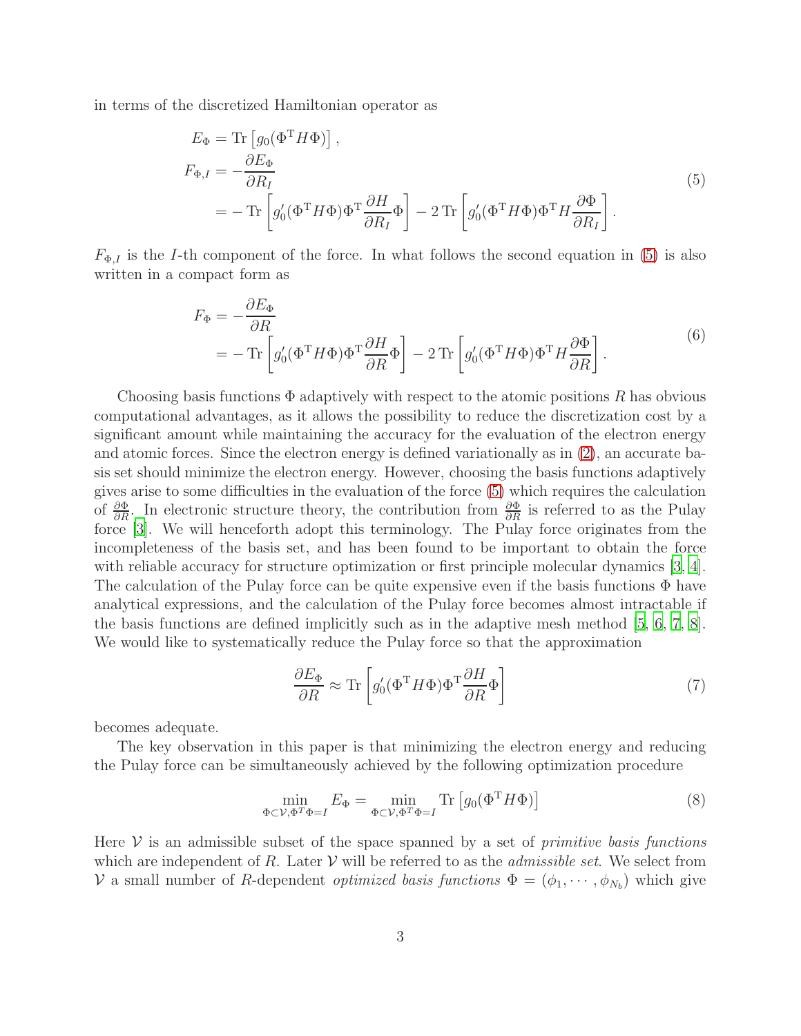in terms of the discretized Hamiltonian operator as

$$
\begin{aligned}
E_\Phi &= \mathrm{Tr}\left[g_0(\Phi^{\mathrm{T}} H \Phi)\right], \\
F_{\Phi,I} &= -\frac{\partial E_\Phi}{\partial R_I} \\
&= -\,\mathrm{Tr}\left[g_0'(\Phi^{\mathrm{T}} H \Phi)\Phi^{\mathrm{T}} \frac{\partial H}{\partial R_I}\Phi\right] - 2\,\mathrm{Tr}\left[g_0'(\Phi^{\mathrm{T}} H \Phi)\Phi^{\mathrm{T}} H \frac{\partial \Phi}{\partial R_I}\right].
\end{aligned}
\tag{5}
$$

$F_{\Phi,I}$ is the $I$-th component of the force. In what follows the second equation in (5) is also written in a compact form as

$$
\begin{aligned}
F_\Phi &= -\frac{\partial E_\Phi}{\partial R} \\
&= -\,\mathrm{Tr}\left[g_0'(\Phi^{\mathrm{T}} H \Phi)\Phi^{\mathrm{T}} \frac{\partial H}{\partial R}\Phi\right] - 2\,\mathrm{Tr}\left[g_0'(\Phi^{\mathrm{T}} H \Phi)\Phi^{\mathrm{T}} H \frac{\partial \Phi}{\partial R}\right].
\end{aligned}
\tag{6}
$$

Choosing basis functions $\Phi$ adaptively with respect to the atomic positions $R$ has obvious computational advantages, as it allows the possibility to reduce the discretization cost by a significant amount while maintaining the accuracy for the evaluation of the electron energy and atomic forces. Since the electron energy is defined variationally as in (2), an accurate basis set should minimize the electron energy. However, choosing the basis functions adaptively gives arise to some difficulties in the evaluation of the force (5) which requires the calculation of $\frac{\partial \Phi}{\partial R}$. In electronic structure theory, the contribution from $\frac{\partial \Phi}{\partial R}$ is referred to as the Pulay force [3]. We will henceforth adopt this terminology. The Pulay force originates from the incompleteness of the basis set, and has been found to be important to obtain the force with reliable accuracy for structure optimization or first principle molecular dynamics [3, 4]. The calculation of the Pulay force can be quite expensive even if the basis functions $\Phi$ have analytical expressions, and the calculation of the Pulay force becomes almost intractable if the basis functions are defined implicitly such as in the adaptive mesh method [5, 6, 7, 8]. We would like to systematically reduce the Pulay force so that the approximation

$$
\frac{\partial E_\Phi}{\partial R} \approx \mathrm{Tr}\left[g_0'(\Phi^{\mathrm{T}} H \Phi)\Phi^{\mathrm{T}} \frac{\partial H}{\partial R}\Phi\right]
\tag{7}
$$

becomes adequate.

The key observation in this paper is that minimizing the electron energy and reducing the Pulay force can be simultaneously achieved by the following optimization procedure

$$
\min_{\Phi \subset \mathcal{V}, \Phi^T \Phi = I} E_\Phi = \min_{\Phi \subset \mathcal{V}, \Phi^T \Phi = I} \mathrm{Tr}\left[g_0(\Phi^{\mathrm{T}} H \Phi)\right]
\tag{8}
$$

Here $\mathcal{V}$ is an admissible subset of the space spanned by a set of *primitive basis functions* which are independent of $R$. Later $\mathcal{V}$ will be referred to as the *admissible set*. We select from $\mathcal{V}$ a small number of $R$-dependent *optimized basis functions* $\Phi = (\phi_1, \cdots, \phi_{N_b})$ which give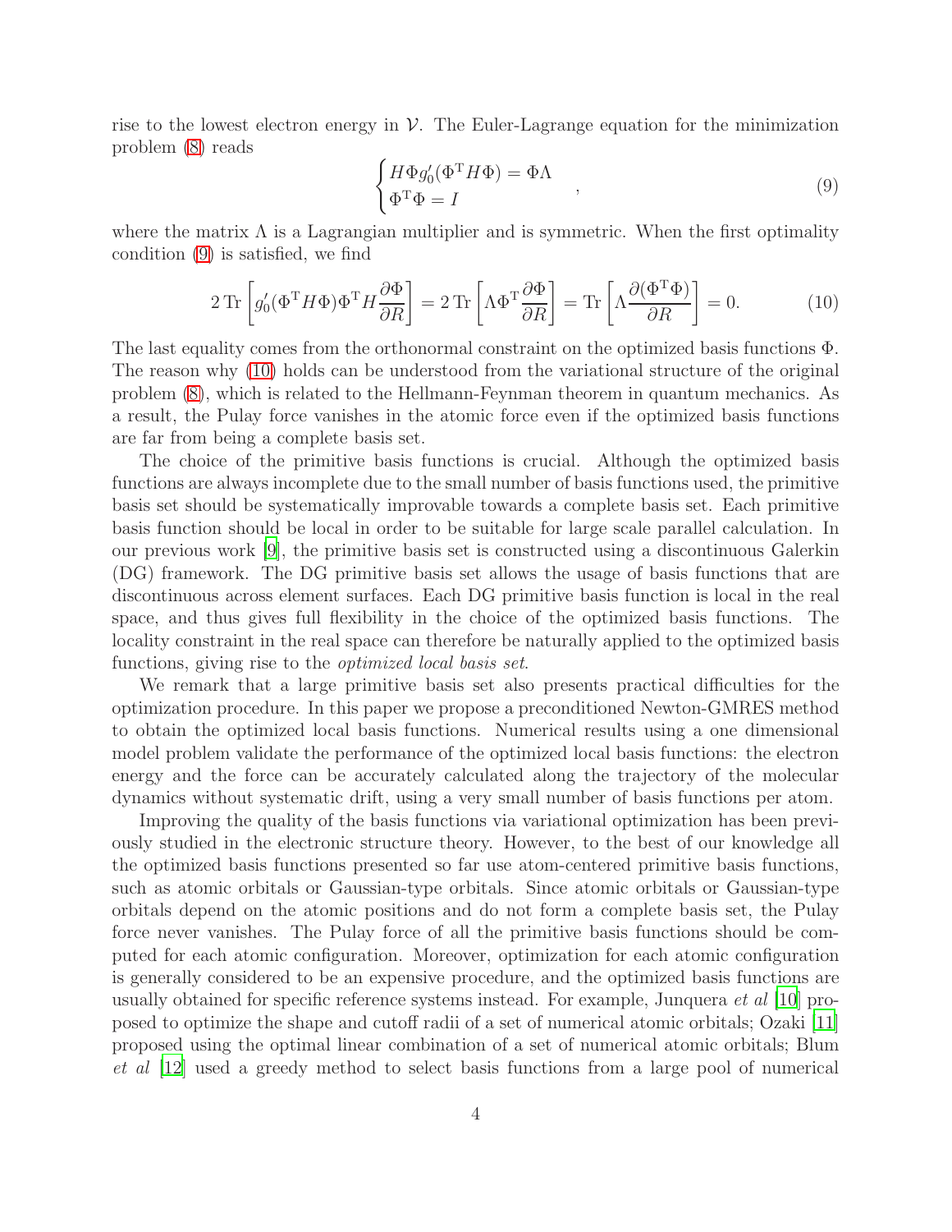rise to the lowest electron energy in $\mathcal{V}$. The Euler-Lagrange equation for the minimization problem (8) reads

$$\begin{cases} H\Phi g_0'(\Phi^{\mathrm{T}} H \Phi) = \Phi\Lambda \\ \Phi^{\mathrm{T}}\Phi = I \end{cases}, \tag{9}$$

where the matrix $\Lambda$ is a Lagrangian multiplier and is symmetric. When the first optimality condition (9) is satisfied, we find

$$2\,\mathrm{Tr}\left[g_0'(\Phi^{\mathrm{T}} H\Phi)\Phi^{\mathrm{T}} H \frac{\partial \Phi}{\partial R}\right] = 2\,\mathrm{Tr}\left[\Lambda \Phi^{\mathrm{T}} \frac{\partial \Phi}{\partial R}\right] = \mathrm{Tr}\left[\Lambda \frac{\partial (\Phi^{\mathrm{T}}\Phi)}{\partial R}\right] = 0. \tag{10}$$

The last equality comes from the orthonormal constraint on the optimized basis functions $\Phi$. The reason why (10) holds can be understood from the variational structure of the original problem (8), which is related to the Hellmann-Feynman theorem in quantum mechanics. As a result, the Pulay force vanishes in the atomic force even if the optimized basis functions are far from being a complete basis set.

The choice of the primitive basis functions is crucial. Although the optimized basis functions are always incomplete due to the small number of basis functions used, the primitive basis set should be systematically improvable towards a complete basis set. Each primitive basis function should be local in order to be suitable for large scale parallel calculation. In our previous work [9], the primitive basis set is constructed using a discontinuous Galerkin (DG) framework. The DG primitive basis set allows the usage of basis functions that are discontinuous across element surfaces. Each DG primitive basis function is local in the real space, and thus gives full flexibility in the choice of the optimized basis functions. The locality constraint in the real space can therefore be naturally applied to the optimized basis functions, giving rise to the *optimized local basis set*.

We remark that a large primitive basis set also presents practical difficulties for the optimization procedure. In this paper we propose a preconditioned Newton-GMRES method to obtain the optimized local basis functions. Numerical results using a one dimensional model problem validate the performance of the optimized local basis functions: the electron energy and the force can be accurately calculated along the trajectory of the molecular dynamics without systematic drift, using a very small number of basis functions per atom.

Improving the quality of the basis functions via variational optimization has been previously studied in the electronic structure theory. However, to the best of our knowledge all the optimized basis functions presented so far use atom-centered primitive basis functions, such as atomic orbitals or Gaussian-type orbitals. Since atomic orbitals or Gaussian-type orbitals depend on the atomic positions and do not form a complete basis set, the Pulay force never vanishes. The Pulay force of all the primitive basis functions should be computed for each atomic configuration. Moreover, optimization for each atomic configuration is generally considered to be an expensive procedure, and the optimized basis functions are usually obtained for specific reference systems instead. For example, Junquera *et al* [10] proposed to optimize the shape and cutoff radii of a set of numerical atomic orbitals; Ozaki [11] proposed using the optimal linear combination of a set of numerical atomic orbitals; Blum *et al* [12] used a greedy method to select basis functions from a large pool of numerical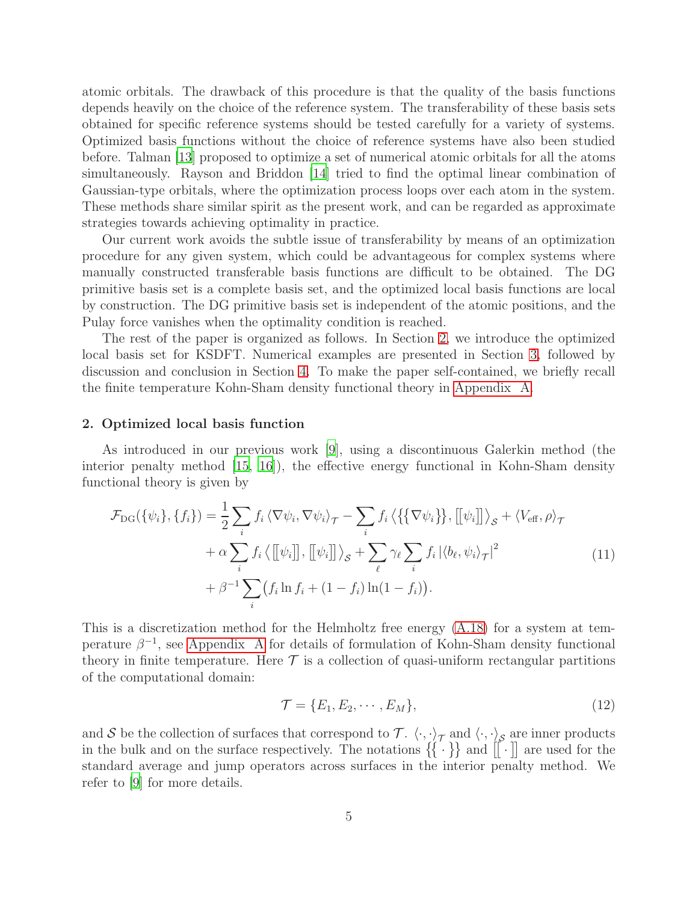atomic orbitals. The drawback of this procedure is that the quality of the basis functions depends heavily on the choice of the reference system. The transferability of these basis sets obtained for specific reference systems should be tested carefully for a variety of systems. Optimized basis functions without the choice of reference systems have also been studied before. Talman [13] proposed to optimize a set of numerical atomic orbitals for all the atoms simultaneously. Rayson and Briddon [14] tried to find the optimal linear combination of Gaussian-type orbitals, where the optimization process loops over each atom in the system. These methods share similar spirit as the present work, and can be regarded as approximate strategies towards achieving optimality in practice.

Our current work avoids the subtle issue of transferability by means of an optimization procedure for any given system, which could be advantageous for complex systems where manually constructed transferable basis functions are difficult to be obtained. The DG primitive basis set is a complete basis set, and the optimized local basis functions are local by construction. The DG primitive basis set is independent of the atomic positions, and the Pulay force vanishes when the optimality condition is reached.

The rest of the paper is organized as follows. In Section 2, we introduce the optimized local basis set for KSDFT. Numerical examples are presented in Section 3, followed by discussion and conclusion in Section 4. To make the paper self-contained, we briefly recall the finite temperature Kohn-Sham density functional theory in Appendix A.

## 2. Optimized local basis function

As introduced in our previous work [9], using a discontinuous Galerkin method (the interior penalty method [15, 16]), the effective energy functional in Kohn-Sham density functional theory is given by

$$
\begin{aligned}
\mathcal{F}_{\mathrm{DG}}(\{\psi_i\},\{f_i\}) = {} & \frac{1}{2}\sum_i f_i \left\langle \nabla\psi_i, \nabla\psi_i\right\rangle_{\mathcal{T}} - \sum_i f_i \left\langle \{\!\{\nabla\psi_i\}\!\}, [\![\psi_i]\!]\right\rangle_{\mathcal{S}} + \left\langle V_{\mathrm{eff}}, \rho\right\rangle_{\mathcal{T}} \\
& + \alpha \sum_i f_i \left\langle [\![\psi_i]\!], [\![\psi_i]\!]\right\rangle_{\mathcal{S}} + \sum_\ell \gamma_\ell \sum_i f_i \left|\langle b_\ell, \psi_i\rangle_{\mathcal{T}}\right|^2 \\
& + \beta^{-1}\sum_i \big(f_i \ln f_i + (1-f_i)\ln(1-f_i)\big).
\end{aligned} \tag{11}
$$

This is a discretization method for the Helmholtz free energy (A.18) for a system at temperature $\beta^{-1}$, see Appendix A for details of formulation of Kohn-Sham density functional theory in finite temperature. Here $\mathcal{T}$ is a collection of quasi-uniform rectangular partitions of the computational domain:

$$
\mathcal{T} = \{E_1, E_2, \cdots, E_M\}, \tag{12}
$$

and $\mathcal{S}$ be the collection of surfaces that correspond to $\mathcal{T}$. $\langle\cdot,\cdot\rangle_{\mathcal{T}}$ and $\langle\cdot,\cdot\rangle_{\mathcal{S}}$ are inner products in the bulk and on the surface respectively. The notations $\{\!\{\,\cdot\,\}\!\}$ and $[\![\,\cdot\,]\!]$ are used for the standard average and jump operators across surfaces in the interior penalty method. We refer to [9] for more details.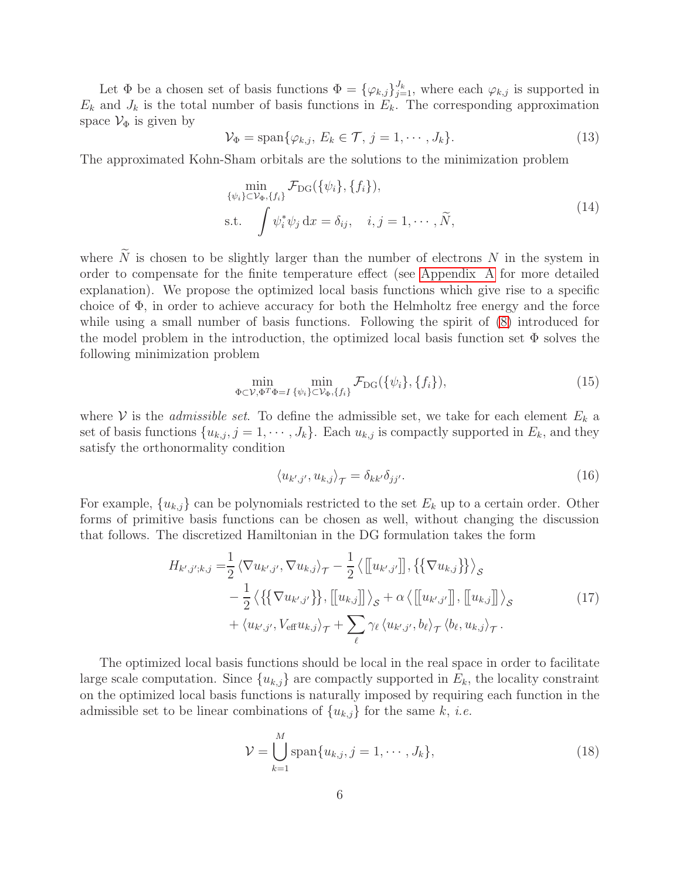Let $\Phi$ be a chosen set of basis functions $\Phi = \{\varphi_{k,j}\}_{j=1}^{J_k}$, where each $\varphi_{k,j}$ is supported in $E_k$ and $J_k$ is the total number of basis functions in $E_k$. The corresponding approximation space $\mathcal{V}_\Phi$ is given by

$$\mathcal{V}_\Phi = \operatorname{span}\{\varphi_{k,j},\, E_k \in \mathcal{T},\, j = 1, \cdots, J_k\}. \tag{13}$$

The approximated Kohn-Sham orbitals are the solutions to the minimization problem

$$\begin{aligned}
&\min_{\{\psi_i\}\subset \mathcal{V}_\Phi, \{f_i\}} \mathcal{F}_{\mathrm{DG}}(\{\psi_i\}, \{f_i\}), \\
&\text{s.t.} \quad \int \psi_i^* \psi_j \,\mathrm{d}x = \delta_{ij}, \quad i, j = 1, \cdots, \widetilde{N},
\end{aligned} \tag{14}$$

where $\widetilde{N}$ is chosen to be slightly larger than the number of electrons $N$ in the system in order to compensate for the finite temperature effect (see Appendix A for more detailed explanation). We propose the optimized local basis functions which give rise to a specific choice of $\Phi$, in order to achieve accuracy for both the Helmholtz free energy and the force while using a small number of basis functions. Following the spirit of (8) introduced for the model problem in the introduction, the optimized local basis function set $\Phi$ solves the following minimization problem

$$\min_{\Phi\subset \mathcal{V}, \Phi^T\Phi = I} \min_{\{\psi_i\}\subset \mathcal{V}_\Phi, \{f_i\}} \mathcal{F}_{\mathrm{DG}}(\{\psi_i\}, \{f_i\}), \tag{15}$$

where $\mathcal{V}$ is the *admissible set*. To define the admissible set, we take for each element $E_k$ a set of basis functions $\{u_{k,j}, j = 1, \cdots, J_k\}$. Each $u_{k,j}$ is compactly supported in $E_k$, and they satisfy the orthonormality condition

$$\langle u_{k',j'}, u_{k,j}\rangle_{\mathcal{T}} = \delta_{kk'}\delta_{jj'}. \tag{16}$$

For example, $\{u_{k,j}\}$ can be polynomials restricted to the set $E_k$ up to a certain order. Other forms of primitive basis functions can be chosen as well, without changing the discussion that follows. The discretized Hamiltonian in the DG formulation takes the form

$$\begin{aligned}
H_{k',j';k,j} =& \frac{1}{2}\left\langle \nabla u_{k',j'}, \nabla u_{k,j}\right\rangle_{\mathcal{T}} - \frac{1}{2}\left\langle [\![ u_{k',j'} ]\!], \{\{\nabla u_{k,j}\}\}\right\rangle_{\mathcal{S}} \\
&- \frac{1}{2}\left\langle \{\{\nabla u_{k',j'}\}\}, [\![ u_{k,j} ]\!]\right\rangle_{\mathcal{S}} + \alpha\left\langle [\![ u_{k',j'} ]\!], [\![ u_{k,j} ]\!]\right\rangle_{\mathcal{S}} \\
&+ \left\langle u_{k',j'}, V_{\mathrm{eff}} u_{k,j}\right\rangle_{\mathcal{T}} + \sum_{\ell} \gamma_\ell \left\langle u_{k',j'}, b_\ell\right\rangle_{\mathcal{T}} \left\langle b_\ell, u_{k,j}\right\rangle_{\mathcal{T}}.
\end{aligned} \tag{17}$$

The optimized local basis functions should be local in the real space in order to facilitate large scale computation. Since $\{u_{k,j}\}$ are compactly supported in $E_k$, the locality constraint on the optimized local basis functions is naturally imposed by requiring each function in the admissible set to be linear combinations of $\{u_{k,j}\}$ for the same $k$, *i.e.*

$$\mathcal{V} = \bigcup_{k=1}^{M} \operatorname{span}\{u_{k,j}, j = 1, \cdots, J_k\}, \tag{18}$$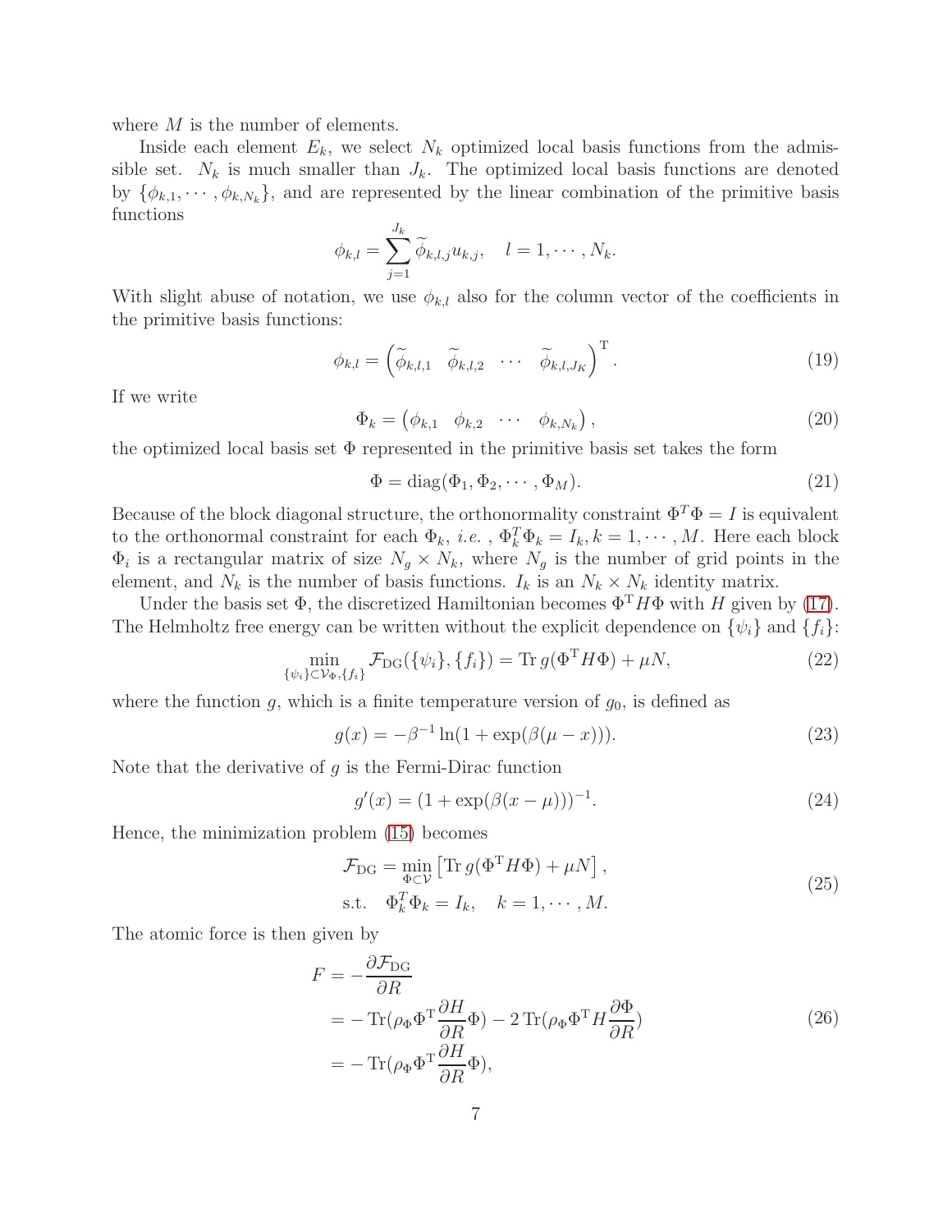where $M$ is the number of elements.

Inside each element $E_k$, we select $N_k$ optimized local basis functions from the admissible set. $N_k$ is much smaller than $J_k$. The optimized local basis functions are denoted by $\{\phi_{k,1}, \cdots, \phi_{k,N_k}\}$, and are represented by the linear combination of the primitive basis functions

$$\phi_{k,l} = \sum_{j=1}^{J_k} \widetilde{\phi}_{k,l,j} u_{k,j}, \quad l = 1, \cdots, N_k.$$

With slight abuse of notation, we use $\phi_{k,l}$ also for the column vector of the coefficients in the primitive basis functions:

$$\phi_{k,l} = \begin{pmatrix} \widetilde{\phi}_{k,l,1} & \widetilde{\phi}_{k,l,2} & \cdots & \widetilde{\phi}_{k,l,J_K} \end{pmatrix}^{\mathrm{T}}. \tag{19}$$

If we write

$$\Phi_k = \begin{pmatrix} \phi_{k,1} & \phi_{k,2} & \cdots & \phi_{k,N_k} \end{pmatrix}, \tag{20}$$

the optimized local basis set $\Phi$ represented in the primitive basis set takes the form

$$\Phi = \mathrm{diag}(\Phi_1, \Phi_2, \cdots, \Phi_M). \tag{21}$$

Because of the block diagonal structure, the orthonormality constraint $\Phi^T \Phi = I$ is equivalent to the orthonormal constraint for each $\Phi_k$, *i.e.* , $\Phi_k^T \Phi_k = I_k, k = 1, \cdots, M$. Here each block $\Phi_i$ is a rectangular matrix of size $N_g \times N_k$, where $N_g$ is the number of grid points in the element, and $N_k$ is the number of basis functions. $I_k$ is an $N_k \times N_k$ identity matrix.

Under the basis set $\Phi$, the discretized Hamiltonian becomes $\Phi^{\mathrm{T}} H \Phi$ with $H$ given by (17). The Helmholtz free energy can be written without the explicit dependence on $\{\psi_i\}$ and $\{f_i\}$:

$$\min_{\{\psi_i\} \subset \mathcal{V}_\Phi, \{f_i\}} \mathcal{F}_{\mathrm{DG}}(\{\psi_i\}, \{f_i\}) = \mathrm{Tr}\, g(\Phi^{\mathrm{T}} H \Phi) + \mu N, \tag{22}$$

where the function $g$, which is a finite temperature version of $g_0$, is defined as

$$g(x) = -\beta^{-1} \ln(1 + \exp(\beta(\mu - x))). \tag{23}$$

Note that the derivative of $g$ is the Fermi-Dirac function

$$g'(x) = (1 + \exp(\beta(x - \mu)))^{-1}. \tag{24}$$

Hence, the minimization problem (15) becomes

$$\begin{aligned} \mathcal{F}_{\mathrm{DG}} &= \min_{\Phi \subset \mathcal{V}} \left[ \mathrm{Tr}\, g(\Phi^{\mathrm{T}} H \Phi) + \mu N \right], \\ \text{s.t.} \quad & \Phi_k^T \Phi_k = I_k, \quad k = 1, \cdots, M. \end{aligned} \tag{25}$$

The atomic force is then given by

$$\begin{aligned} F &= -\frac{\partial \mathcal{F}_{\mathrm{DG}}}{\partial R} \\ &= -\mathrm{Tr}(\rho_\Phi \Phi^{\mathrm{T}} \frac{\partial H}{\partial R} \Phi) - 2\, \mathrm{Tr}(\rho_\Phi \Phi^{\mathrm{T}} H \frac{\partial \Phi}{\partial R}) \\ &= -\mathrm{Tr}(\rho_\Phi \Phi^{\mathrm{T}} \frac{\partial H}{\partial R} \Phi), \end{aligned} \tag{26}$$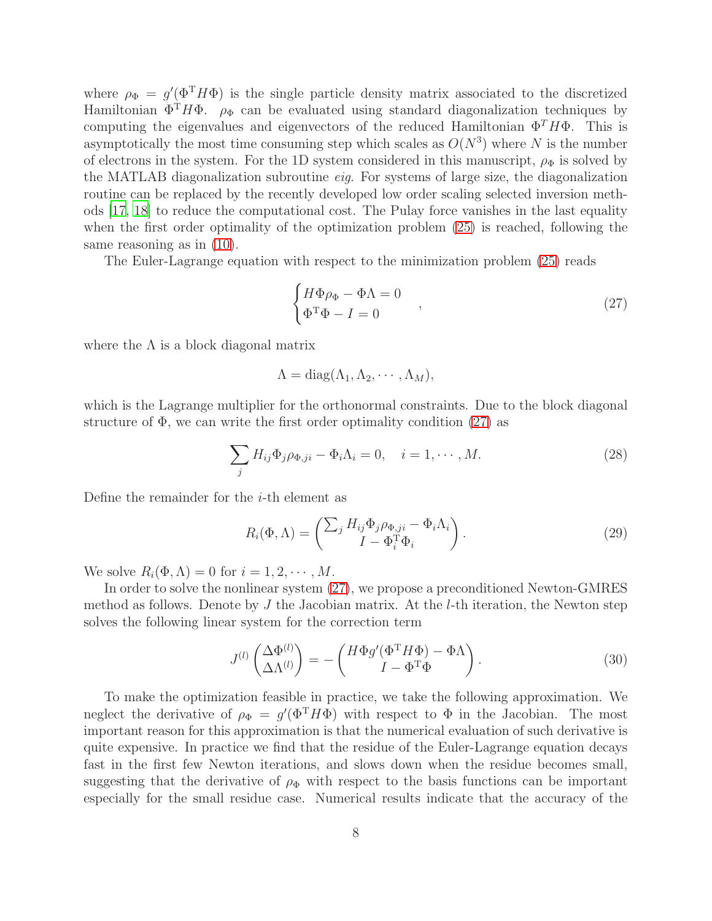where $\rho_\Phi = g'(\Phi^{\mathrm{T}} H \Phi)$ is the single particle density matrix associated to the discretized Hamiltonian $\Phi^{\mathrm{T}} H \Phi$. $\rho_\Phi$ can be evaluated using standard diagonalization techniques by computing the eigenvalues and eigenvectors of the reduced Hamiltonian $\Phi^T H \Phi$. This is asymptotically the most time consuming step which scales as $O(N^3)$ where $N$ is the number of electrons in the system. For the 1D system considered in this manuscript, $\rho_\Phi$ is solved by the MATLAB diagonalization subroutine *eig*. For systems of large size, the diagonalization routine can be replaced by the recently developed low order scaling selected inversion methods [17, 18] to reduce the computational cost. The Pulay force vanishes in the last equality when the first order optimality of the optimization problem (25) is reached, following the same reasoning as in (10).

The Euler-Lagrange equation with respect to the minimization problem (25) reads

$$
\begin{cases} H\Phi\rho_\Phi - \Phi\Lambda = 0 \\ \Phi^{\mathrm{T}}\Phi - I = 0 \end{cases}, \tag{27}
$$

where the $\Lambda$ is a block diagonal matrix

$$
\Lambda = \mathrm{diag}(\Lambda_1, \Lambda_2, \cdots, \Lambda_M),
$$

which is the Lagrange multiplier for the orthonormal constraints. Due to the block diagonal structure of $\Phi$, we can write the first order optimality condition (27) as

$$
\sum_j H_{ij}\Phi_j\rho_{\Phi,ji} - \Phi_i\Lambda_i = 0, \quad i = 1, \cdots, M. \tag{28}
$$

Define the remainder for the $i$-th element as

$$
R_i(\Phi, \Lambda) = \begin{pmatrix} \sum_j H_{ij}\Phi_j\rho_{\Phi,ji} - \Phi_i\Lambda_i \\ I - \Phi_i^{\mathrm{T}}\Phi_i \end{pmatrix}. \tag{29}
$$

We solve $R_i(\Phi, \Lambda) = 0$ for $i = 1, 2, \cdots, M$.

In order to solve the nonlinear system (27), we propose a preconditioned Newton-GMRES method as follows. Denote by $J$ the Jacobian matrix. At the $l$-th iteration, the Newton step solves the following linear system for the correction term

$$
J^{(l)} \begin{pmatrix} \Delta\Phi^{(l)} \\ \Delta\Lambda^{(l)} \end{pmatrix} = -\begin{pmatrix} H\Phi g'(\Phi^{\mathrm{T}} H\Phi) - \Phi\Lambda \\ I - \Phi^{\mathrm{T}}\Phi \end{pmatrix}. \tag{30}
$$

To make the optimization feasible in practice, we take the following approximation. We neglect the derivative of $\rho_\Phi = g'(\Phi^{\mathrm{T}} H \Phi)$ with respect to $\Phi$ in the Jacobian. The most important reason for this approximation is that the numerical evaluation of such derivative is quite expensive. In practice we find that the residue of the Euler-Lagrange equation decays fast in the first few Newton iterations, and slows down when the residue becomes small, suggesting that the derivative of $\rho_\Phi$ with respect to the basis functions can be important especially for the small residue case. Numerical results indicate that the accuracy of the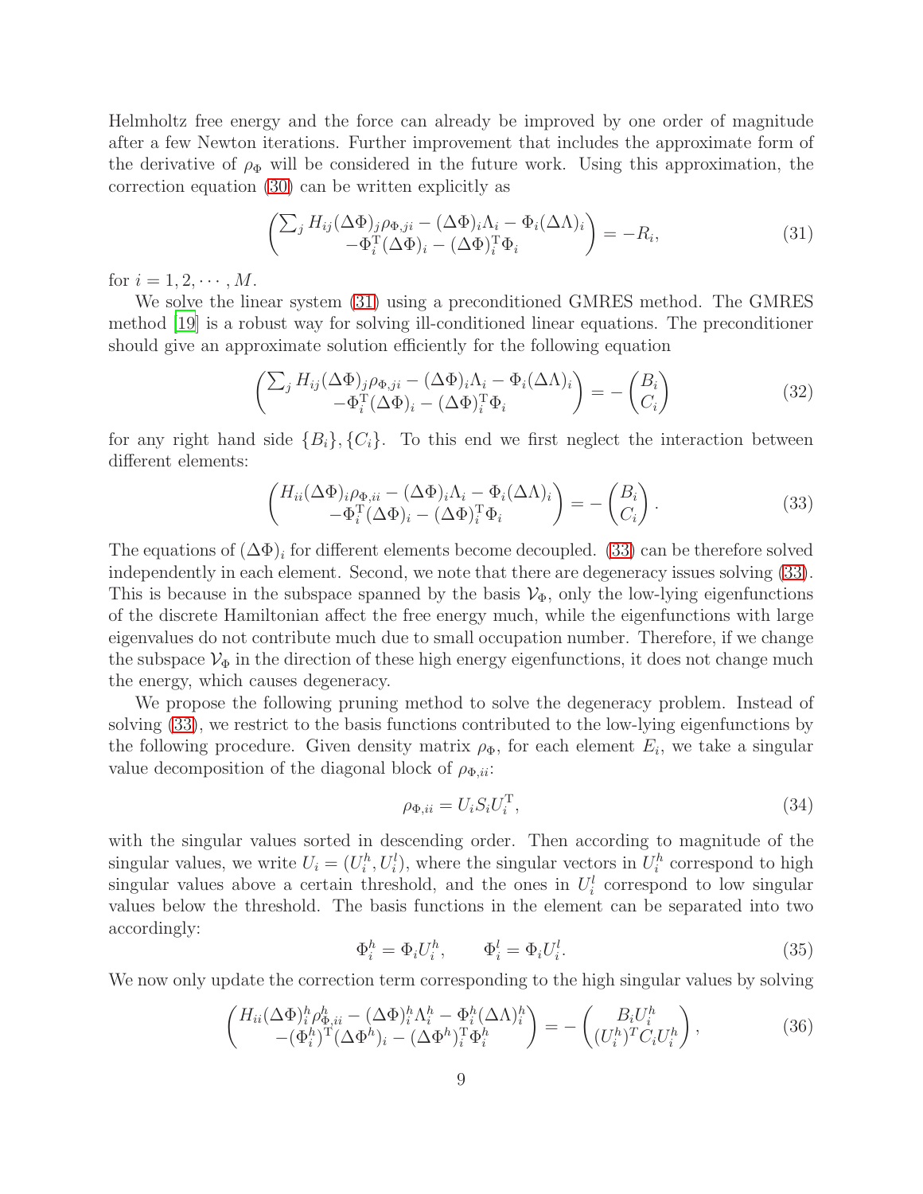Helmholtz free energy and the force can already be improved by one order of magnitude after a few Newton iterations. Further improvement that includes the approximate form of the derivative of $\rho_\Phi$ will be considered in the future work. Using this approximation, the correction equation (30) can be written explicitly as

$$\begin{pmatrix} \sum_j H_{ij}(\Delta\Phi)_j \rho_{\Phi,ji} - (\Delta\Phi)_i \Lambda_i - \Phi_i (\Delta\Lambda)_i \\ -\Phi_i^{\mathrm{T}}(\Delta\Phi)_i - (\Delta\Phi)_i^{\mathrm{T}}\Phi_i \end{pmatrix} = -R_i, \tag{31}$$

for $i = 1, 2, \cdots, M$.

We solve the linear system (31) using a preconditioned GMRES method. The GMRES method [19] is a robust way for solving ill-conditioned linear equations. The preconditioner should give an approximate solution efficiently for the following equation

$$\begin{pmatrix} \sum_j H_{ij}(\Delta\Phi)_j \rho_{\Phi,ji} - (\Delta\Phi)_i \Lambda_i - \Phi_i (\Delta\Lambda)_i \\ -\Phi_i^{\mathrm{T}}(\Delta\Phi)_i - (\Delta\Phi)_i^{\mathrm{T}}\Phi_i \end{pmatrix} = -\begin{pmatrix} B_i \\ C_i \end{pmatrix} \tag{32}$$

for any right hand side $\{B_i\}, \{C_i\}$. To this end we first neglect the interaction between different elements:

$$\begin{pmatrix} H_{ii}(\Delta\Phi)_i \rho_{\Phi,ii} - (\Delta\Phi)_i \Lambda_i - \Phi_i (\Delta\Lambda)_i \\ -\Phi_i^{\mathrm{T}}(\Delta\Phi)_i - (\Delta\Phi)_i^{\mathrm{T}}\Phi_i \end{pmatrix} = -\begin{pmatrix} B_i \\ C_i \end{pmatrix}. \tag{33}$$

The equations of $(\Delta\Phi)_i$ for different elements become decoupled. (33) can be therefore solved independently in each element. Second, we note that there are degeneracy issues solving (33). This is because in the subspace spanned by the basis $\mathcal{V}_\Phi$, only the low-lying eigenfunctions of the discrete Hamiltonian affect the free energy much, while the eigenfunctions with large eigenvalues do not contribute much due to small occupation number. Therefore, if we change the subspace $\mathcal{V}_\Phi$ in the direction of these high energy eigenfunctions, it does not change much the energy, which causes degeneracy.

We propose the following pruning method to solve the degeneracy problem. Instead of solving (33), we restrict to the basis functions contributed to the low-lying eigenfunctions by the following procedure. Given density matrix $\rho_\Phi$, for each element $E_i$, we take a singular value decomposition of the diagonal block of $\rho_{\Phi,ii}$:

$$\rho_{\Phi,ii} = U_i S_i U_i^{\mathrm{T}}, \tag{34}$$

with the singular values sorted in descending order. Then according to magnitude of the singular values, we write $U_i = (U_i^h, U_i^l)$, where the singular vectors in $U_i^h$ correspond to high singular values above a certain threshold, and the ones in $U_i^l$ correspond to low singular values below the threshold. The basis functions in the element can be separated into two accordingly:

$$\Phi_i^h = \Phi_i U_i^h, \qquad \Phi_i^l = \Phi_i U_i^l. \tag{35}$$

We now only update the correction term corresponding to the high singular values by solving

$$\begin{pmatrix} H_{ii}(\Delta\Phi)_i^h \rho_{\Phi,ii}^h - (\Delta\Phi)_i^h \Lambda_i^h - \Phi_i^h (\Delta\Lambda)_i^h \\ -(\Phi_i^h)^{\mathrm{T}}(\Delta\Phi^h)_i - (\Delta\Phi^h)_i^{\mathrm{T}}\Phi_i^h \end{pmatrix} = -\begin{pmatrix} B_i U_i^h \\ (U_i^h)^T C_i U_i^h \end{pmatrix}, \tag{36}$$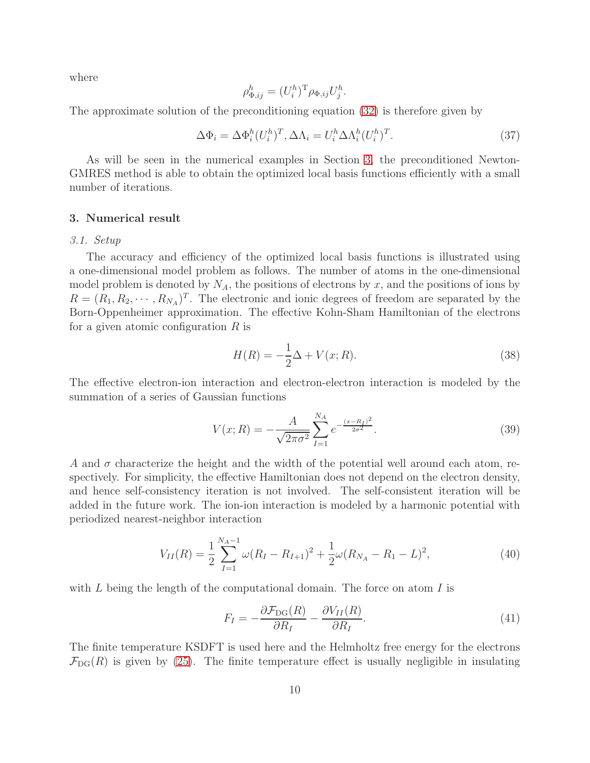where

$$\rho^h_{\Phi,ij} = (U^h_i)^{\mathrm{T}} \rho_{\Phi,ij} U^h_j.$$

The approximate solution of the preconditioning equation (32) is therefore given by

$$\Delta\Phi_i = \Delta\Phi^h_i (U^h_i)^T, \Delta\Lambda_i = U^h_i \Delta\Lambda^h_i (U^h_i)^T. \tag{37}$$

As will be seen in the numerical examples in Section 3, the preconditioned Newton-GMRES method is able to obtain the optimized local basis functions efficiently with a small number of iterations.

## 3. Numerical result

### *3.1. Setup*

The accuracy and efficiency of the optimized local basis functions is illustrated using a one-dimensional model problem as follows. The number of atoms in the one-dimensional model problem is denoted by $N_A$, the positions of electrons by $x$, and the positions of ions by $R = (R_1, R_2, \cdots, R_{N_A})^T$. The electronic and ionic degrees of freedom are separated by the Born-Oppenheimer approximation. The effective Kohn-Sham Hamiltonian of the electrons for a given atomic configuration $R$ is

$$H(R) = -\frac{1}{2}\Delta + V(x; R). \tag{38}$$

The effective electron-ion interaction and electron-electron interaction is modeled by the summation of a series of Gaussian functions

$$V(x; R) = -\frac{A}{\sqrt{2\pi\sigma^2}} \sum_{I=1}^{N_A} e^{-\frac{(x-R_I)^2}{2\sigma^2}}. \tag{39}$$

$A$ and $\sigma$ characterize the height and the width of the potential well around each atom, respectively. For simplicity, the effective Hamiltonian does not depend on the electron density, and hence self-consistency iteration is not involved. The self-consistent iteration will be added in the future work. The ion-ion interaction is modeled by a harmonic potential with periodized nearest-neighbor interaction

$$V_{II}(R) = \frac{1}{2} \sum_{I=1}^{N_A-1} \omega(R_I - R_{I+1})^2 + \frac{1}{2}\omega(R_{N_A} - R_1 - L)^2, \tag{40}$$

with $L$ being the length of the computational domain. The force on atom $I$ is

$$F_I = -\frac{\partial \mathcal{F}_{\mathrm{DG}}(R)}{\partial R_I} - \frac{\partial V_{II}(R)}{\partial R_I}. \tag{41}$$

The finite temperature KSDFT is used here and the Helmholtz free energy for the electrons $\mathcal{F}_{\mathrm{DG}}(R)$ is given by (25). The finite temperature effect is usually negligible in insulating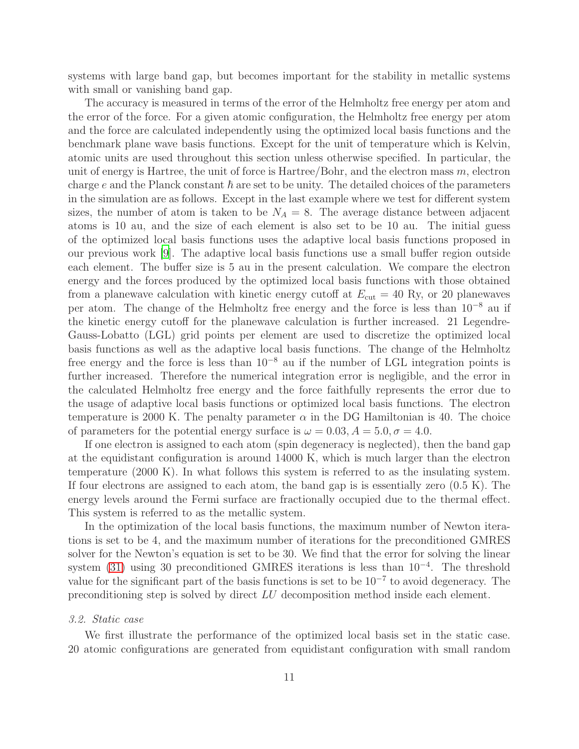systems with large band gap, but becomes important for the stability in metallic systems with small or vanishing band gap.

The accuracy is measured in terms of the error of the Helmholtz free energy per atom and the error of the force. For a given atomic configuration, the Helmholtz free energy per atom and the force are calculated independently using the optimized local basis functions and the benchmark plane wave basis functions. Except for the unit of temperature which is Kelvin, atomic units are used throughout this section unless otherwise specified. In particular, the unit of energy is Hartree, the unit of force is Hartree/Bohr, and the electron mass $m$, electron charge $e$ and the Planck constant $\hbar$ are set to be unity. The detailed choices of the parameters in the simulation are as follows. Except in the last example where we test for different system sizes, the number of atom is taken to be $N_A = 8$. The average distance between adjacent atoms is 10 au, and the size of each element is also set to be 10 au. The initial guess of the optimized local basis functions uses the adaptive local basis functions proposed in our previous work [9]. The adaptive local basis functions use a small buffer region outside each element. The buffer size is 5 au in the present calculation. We compare the electron energy and the forces produced by the optimized local basis functions with those obtained from a planewave calculation with kinetic energy cutoff at $E_{\mathrm{cut}} = 40$ Ry, or 20 planewaves per atom. The change of the Helmholtz free energy and the force is less than $10^{-8}$ au if the kinetic energy cutoff for the planewave calculation is further increased. 21 Legendre-Gauss-Lobatto (LGL) grid points per element are used to discretize the optimized local basis functions as well as the adaptive local basis functions. The change of the Helmholtz free energy and the force is less than $10^{-8}$ au if the number of LGL integration points is further increased. Therefore the numerical integration error is negligible, and the error in the calculated Helmholtz free energy and the force faithfully represents the error due to the usage of adaptive local basis functions or optimized local basis functions. The electron temperature is 2000 K. The penalty parameter $\alpha$ in the DG Hamiltonian is 40. The choice of parameters for the potential energy surface is $\omega = 0.03, A = 5.0, \sigma = 4.0$.

If one electron is assigned to each atom (spin degeneracy is neglected), then the band gap at the equidistant configuration is around 14000 K, which is much larger than the electron temperature (2000 K). In what follows this system is referred to as the insulating system. If four electrons are assigned to each atom, the band gap is is essentially zero (0.5 K). The energy levels around the Fermi surface are fractionally occupied due to the thermal effect. This system is referred to as the metallic system.

In the optimization of the local basis functions, the maximum number of Newton iterations is set to be 4, and the maximum number of iterations for the preconditioned GMRES solver for the Newton's equation is set to be 30. We find that the error for solving the linear system (31) using 30 preconditioned GMRES iterations is less than $10^{-4}$. The threshold value for the significant part of the basis functions is set to be $10^{-7}$ to avoid degeneracy. The preconditioning step is solved by direct $LU$ decomposition method inside each element.

### *3.2. Static case*

We first illustrate the performance of the optimized local basis set in the static case. 20 atomic configurations are generated from equidistant configuration with small random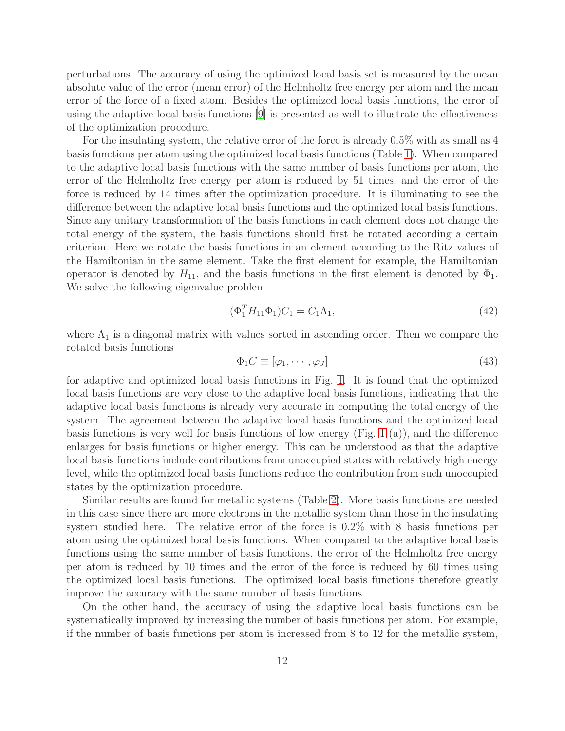perturbations. The accuracy of using the optimized local basis set is measured by the mean absolute value of the error (mean error) of the Helmholtz free energy per atom and the mean error of the force of a fixed atom. Besides the optimized local basis functions, the error of using the adaptive local basis functions [9] is presented as well to illustrate the effectiveness of the optimization procedure.

For the insulating system, the relative error of the force is already 0.5% with as small as 4 basis functions per atom using the optimized local basis functions (Table 1). When compared to the adaptive local basis functions with the same number of basis functions per atom, the error of the Helmholtz free energy per atom is reduced by 51 times, and the error of the force is reduced by 14 times after the optimization procedure. It is illuminating to see the difference between the adaptive local basis functions and the optimized local basis functions. Since any unitary transformation of the basis functions in each element does not change the total energy of the system, the basis functions should first be rotated according a certain criterion. Here we rotate the basis functions in an element according to the Ritz values of the Hamiltonian in the same element. Take the first element for example, the Hamiltonian operator is denoted by $H_{11}$, and the basis functions in the first element is denoted by $\Phi_1$. We solve the following eigenvalue problem

$$(\Phi_1^T H_{11} \Phi_1) C_1 = C_1 \Lambda_1, \tag{42}$$

where $\Lambda_1$ is a diagonal matrix with values sorted in ascending order. Then we compare the rotated basis functions

$$\Phi_1 C \equiv [\varphi_1, \cdots, \varphi_J] \tag{43}$$

for adaptive and optimized local basis functions in Fig. 1. It is found that the optimized local basis functions are very close to the adaptive local basis functions, indicating that the adaptive local basis functions is already very accurate in computing the total energy of the system. The agreement between the adaptive local basis functions and the optimized local basis functions is very well for basis functions of low energy (Fig. 1 (a)), and the difference enlarges for basis functions or higher energy. This can be understood as that the adaptive local basis functions include contributions from unoccupied states with relatively high energy level, while the optimized local basis functions reduce the contribution from such unoccupied states by the optimization procedure.

Similar results are found for metallic systems (Table 2). More basis functions are needed in this case since there are more electrons in the metallic system than those in the insulating system studied here. The relative error of the force is 0.2% with 8 basis functions per atom using the optimized local basis functions. When compared to the adaptive local basis functions using the same number of basis functions, the error of the Helmholtz free energy per atom is reduced by 10 times and the error of the force is reduced by 60 times using the optimized local basis functions. The optimized local basis functions therefore greatly improve the accuracy with the same number of basis functions.

On the other hand, the accuracy of using the adaptive local basis functions can be systematically improved by increasing the number of basis functions per atom. For example, if the number of basis functions per atom is increased from 8 to 12 for the metallic system,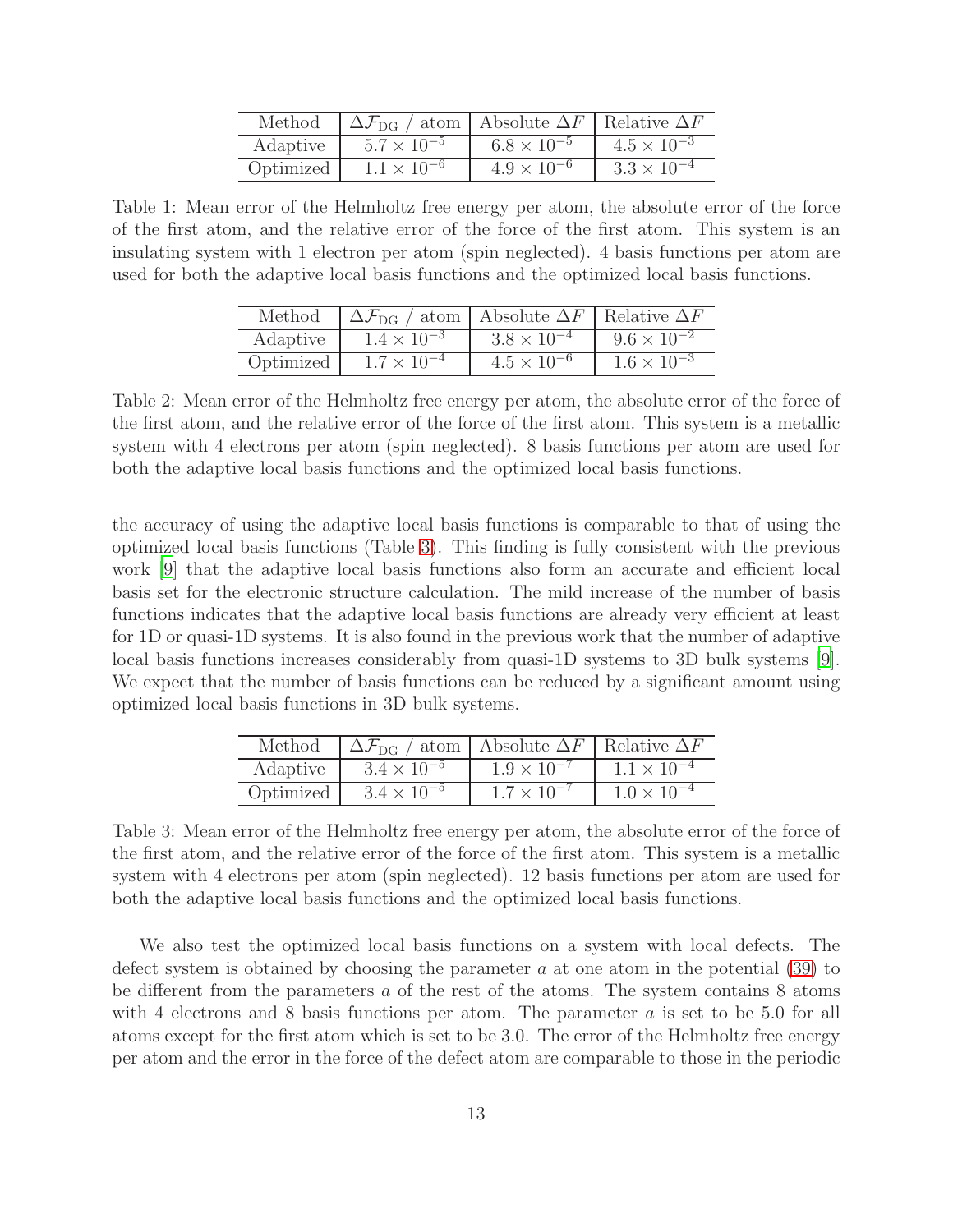| Method | $\Delta\mathcal{F}_{\mathrm{DG}}$ / atom | Absolute $\Delta F$ | Relative $\Delta F$ |
|---|---|---|---|
| Adaptive | $5.7 \times 10^{-5}$ | $6.8 \times 10^{-5}$ | $4.5 \times 10^{-3}$ |
| Optimized | $1.1 \times 10^{-6}$ | $4.9 \times 10^{-6}$ | $3.3 \times 10^{-4}$ |

Table 1: Mean error of the Helmholtz free energy per atom, the absolute error of the force of the first atom, and the relative error of the force of the first atom. This system is an insulating system with 1 electron per atom (spin neglected). 4 basis functions per atom are used for both the adaptive local basis functions and the optimized local basis functions.

| Method | $\Delta\mathcal{F}_{\mathrm{DG}}$ / atom | Absolute $\Delta F$ | Relative $\Delta F$ |
|---|---|---|---|
| Adaptive | $1.4 \times 10^{-3}$ | $3.8 \times 10^{-4}$ | $9.6 \times 10^{-2}$ |
| Optimized | $1.7 \times 10^{-4}$ | $4.5 \times 10^{-6}$ | $1.6 \times 10^{-3}$ |

Table 2: Mean error of the Helmholtz free energy per atom, the absolute error of the force of the first atom, and the relative error of the force of the first atom. This system is a metallic system with 4 electrons per atom (spin neglected). 8 basis functions per atom are used for both the adaptive local basis functions and the optimized local basis functions.

the accuracy of using the adaptive local basis functions is comparable to that of using the optimized local basis functions (Table 3). This finding is fully consistent with the previous work [9] that the adaptive local basis functions also form an accurate and efficient local basis set for the electronic structure calculation. The mild increase of the number of basis functions indicates that the adaptive local basis functions are already very efficient at least for 1D or quasi-1D systems. It is also found in the previous work that the number of adaptive local basis functions increases considerably from quasi-1D systems to 3D bulk systems [9]. We expect that the number of basis functions can be reduced by a significant amount using optimized local basis functions in 3D bulk systems.

| Method | $\Delta\mathcal{F}_{\mathrm{DG}}$ / atom | Absolute $\Delta F$ | Relative $\Delta F$ |
|---|---|---|---|
| Adaptive | $3.4 \times 10^{-5}$ | $1.9 \times 10^{-7}$ | $1.1 \times 10^{-4}$ |
| Optimized | $3.4 \times 10^{-5}$ | $1.7 \times 10^{-7}$ | $1.0 \times 10^{-4}$ |

Table 3: Mean error of the Helmholtz free energy per atom, the absolute error of the force of the first atom, and the relative error of the force of the first atom. This system is a metallic system with 4 electrons per atom (spin neglected). 12 basis functions per atom are used for both the adaptive local basis functions and the optimized local basis functions.

We also test the optimized local basis functions on a system with local defects. The defect system is obtained by choosing the parameter $a$ at one atom in the potential (39) to be different from the parameters $a$ of the rest of the atoms. The system contains 8 atoms with 4 electrons and 8 basis functions per atom. The parameter $a$ is set to be 5.0 for all atoms except for the first atom which is set to be 3.0. The error of the Helmholtz free energy per atom and the error in the force of the defect atom are comparable to those in the periodic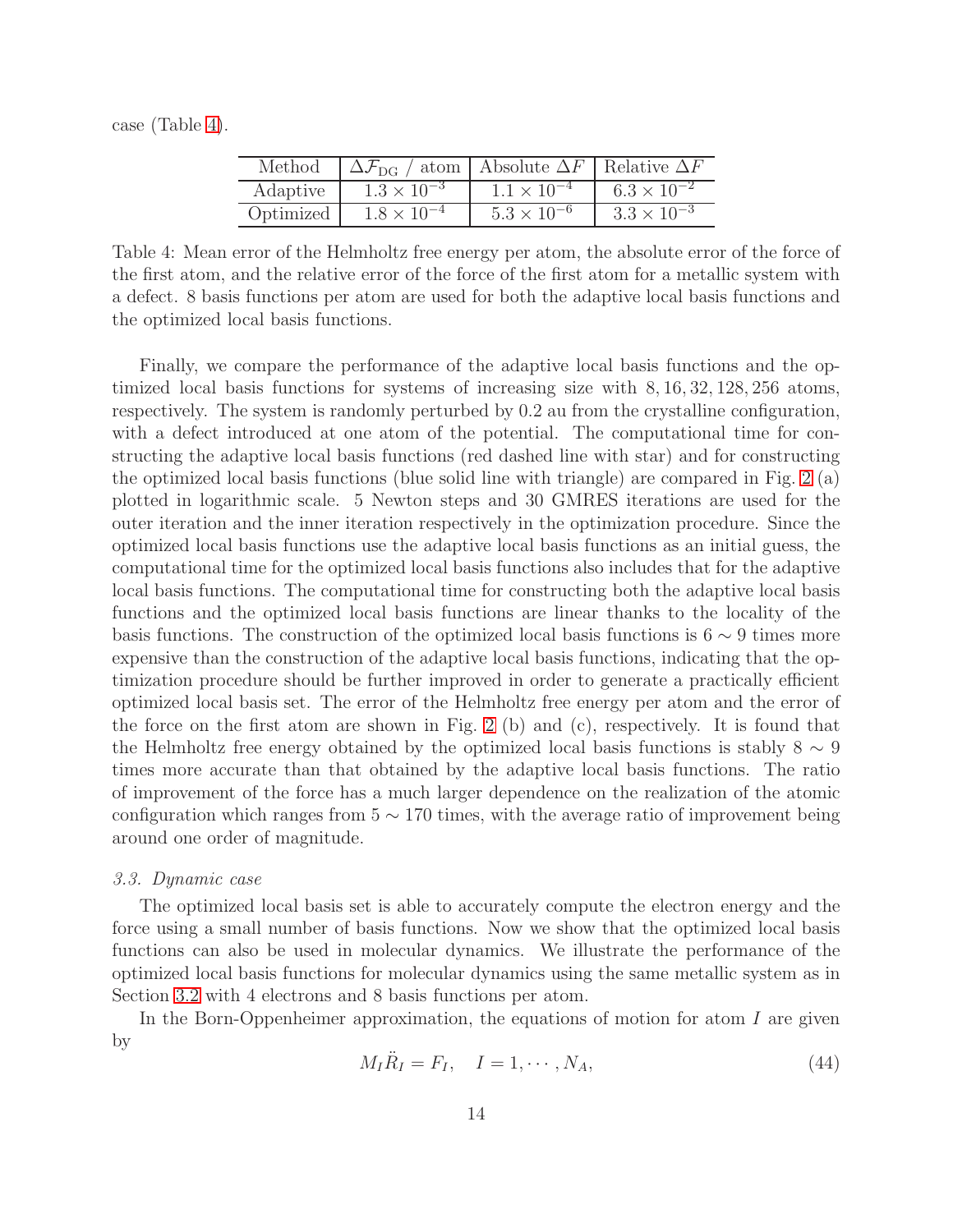case (Table 4).

| Method | $\Delta\mathcal{F}_{\rm DG}$ / atom | Absolute $\Delta F$ | Relative $\Delta F$ |
|---|---|---|---|
| Adaptive | $1.3 \times 10^{-3}$ | $1.1 \times 10^{-4}$ | $6.3 \times 10^{-2}$ |
| Optimized | $1.8 \times 10^{-4}$ | $5.3 \times 10^{-6}$ | $3.3 \times 10^{-3}$ |

Table 4: Mean error of the Helmholtz free energy per atom, the absolute error of the force of the first atom, and the relative error of the force of the first atom for a metallic system with a defect. 8 basis functions per atom are used for both the adaptive local basis functions and the optimized local basis functions.

Finally, we compare the performance of the adaptive local basis functions and the optimized local basis functions for systems of increasing size with $8, 16, 32, 128, 256$ atoms, respectively. The system is randomly perturbed by 0.2 au from the crystalline configuration, with a defect introduced at one atom of the potential. The computational time for constructing the adaptive local basis functions (red dashed line with star) and for constructing the optimized local basis functions (blue solid line with triangle) are compared in Fig. 2 (a) plotted in logarithmic scale. 5 Newton steps and 30 GMRES iterations are used for the outer iteration and the inner iteration respectively in the optimization procedure. Since the optimized local basis functions use the adaptive local basis functions as an initial guess, the computational time for the optimized local basis functions also includes that for the adaptive local basis functions. The computational time for constructing both the adaptive local basis functions and the optimized local basis functions are linear thanks to the locality of the basis functions. The construction of the optimized local basis functions is $6 \sim 9$ times more expensive than the construction of the adaptive local basis functions, indicating that the optimization procedure should be further improved in order to generate a practically efficient optimized local basis set. The error of the Helmholtz free energy per atom and the error of the force on the first atom are shown in Fig. 2 (b) and (c), respectively. It is found that the Helmholtz free energy obtained by the optimized local basis functions is stably $8 \sim 9$ times more accurate than that obtained by the adaptive local basis functions. The ratio of improvement of the force has a much larger dependence on the realization of the atomic configuration which ranges from $5 \sim 170$ times, with the average ratio of improvement being around one order of magnitude.

### *3.3. Dynamic case*

The optimized local basis set is able to accurately compute the electron energy and the force using a small number of basis functions. Now we show that the optimized local basis functions can also be used in molecular dynamics. We illustrate the performance of the optimized local basis functions for molecular dynamics using the same metallic system as in Section 3.2 with 4 electrons and 8 basis functions per atom.

In the Born-Oppenheimer approximation, the equations of motion for atom $I$ are given by

$$M_I \ddot{R}_I = F_I, \quad I = 1, \cdots, N_A, \tag{44}$$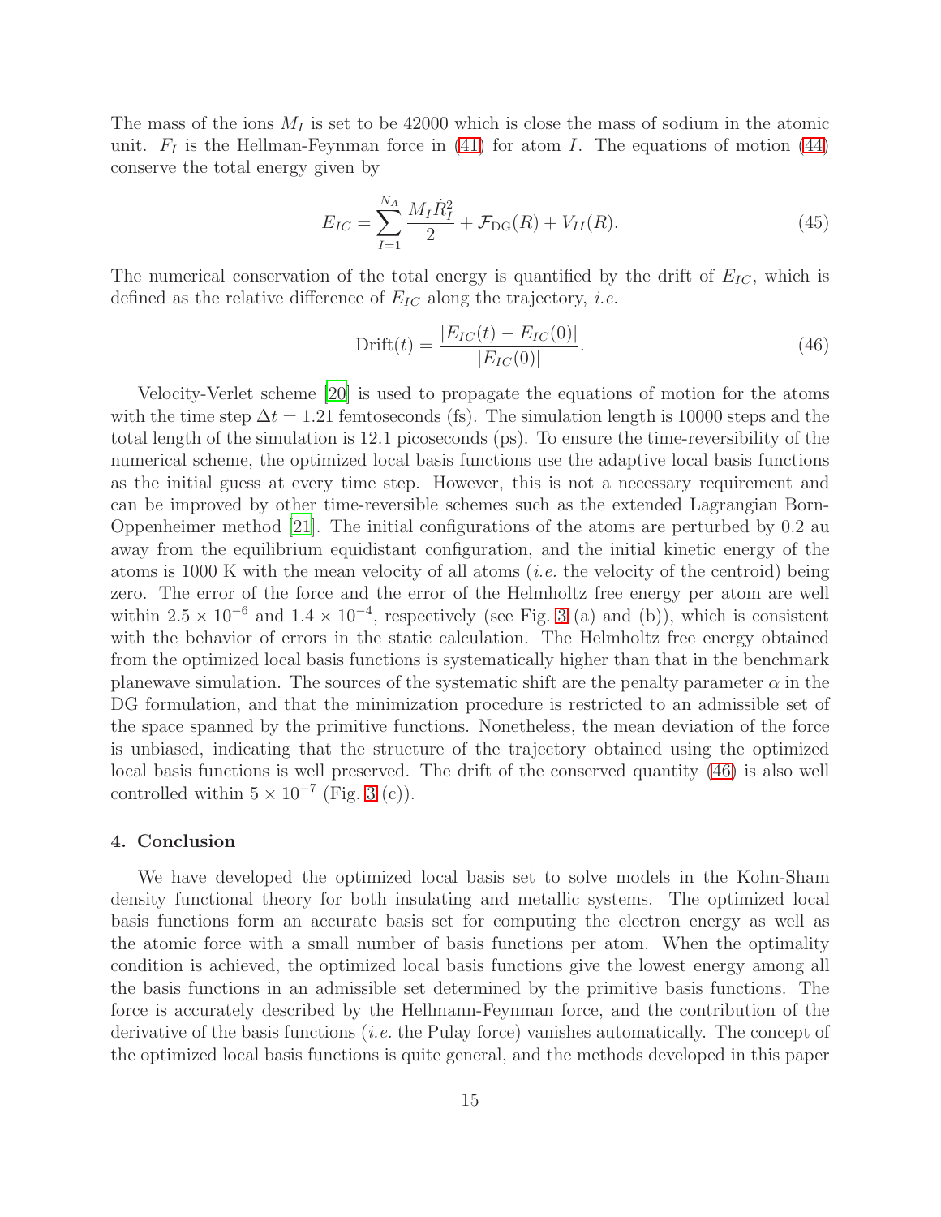The mass of the ions $M_I$ is set to be 42000 which is close the mass of sodium in the atomic unit. $F_I$ is the Hellman-Feynman force in (41) for atom $I$. The equations of motion (44) conserve the total energy given by

$$E_{IC} = \sum_{I=1}^{N_A} \frac{M_I \dot{R}_I^2}{2} + \mathcal{F}_{\mathrm{DG}}(R) + V_{II}(R). \tag{45}$$

The numerical conservation of the total energy is quantified by the drift of $E_{IC}$, which is defined as the relative difference of $E_{IC}$ along the trajectory, *i.e.*

$$\mathrm{Drift}(t) = \frac{|E_{IC}(t) - E_{IC}(0)|}{|E_{IC}(0)|}. \tag{46}$$

Velocity-Verlet scheme [20] is used to propagate the equations of motion for the atoms with the time step $\Delta t = 1.21$ femtoseconds (fs). The simulation length is 10000 steps and the total length of the simulation is 12.1 picoseconds (ps). To ensure the time-reversibility of the numerical scheme, the optimized local basis functions use the adaptive local basis functions as the initial guess at every time step. However, this is not a necessary requirement and can be improved by other time-reversible schemes such as the extended Lagrangian Born-Oppenheimer method [21]. The initial configurations of the atoms are perturbed by 0.2 au away from the equilibrium equidistant configuration, and the initial kinetic energy of the atoms is 1000 K with the mean velocity of all atoms (*i.e.* the velocity of the centroid) being zero. The error of the force and the error of the Helmholtz free energy per atom are well within $2.5 \times 10^{-6}$ and $1.4 \times 10^{-4}$, respectively (see Fig. 3 (a) and (b)), which is consistent with the behavior of errors in the static calculation. The Helmholtz free energy obtained from the optimized local basis functions is systematically higher than that in the benchmark planewave simulation. The sources of the systematic shift are the penalty parameter $\alpha$ in the DG formulation, and that the minimization procedure is restricted to an admissible set of the space spanned by the primitive functions. Nonetheless, the mean deviation of the force is unbiased, indicating that the structure of the trajectory obtained using the optimized local basis functions is well preserved. The drift of the conserved quantity (46) is also well controlled within $5 \times 10^{-7}$ (Fig. 3 (c)).

## 4. Conclusion

We have developed the optimized local basis set to solve models in the Kohn-Sham density functional theory for both insulating and metallic systems. The optimized local basis functions form an accurate basis set for computing the electron energy as well as the atomic force with a small number of basis functions per atom. When the optimality condition is achieved, the optimized local basis functions give the lowest energy among all the basis functions in an admissible set determined by the primitive basis functions. The force is accurately described by the Hellmann-Feynman force, and the contribution of the derivative of the basis functions (*i.e.* the Pulay force) vanishes automatically. The concept of the optimized local basis functions is quite general, and the methods developed in this paper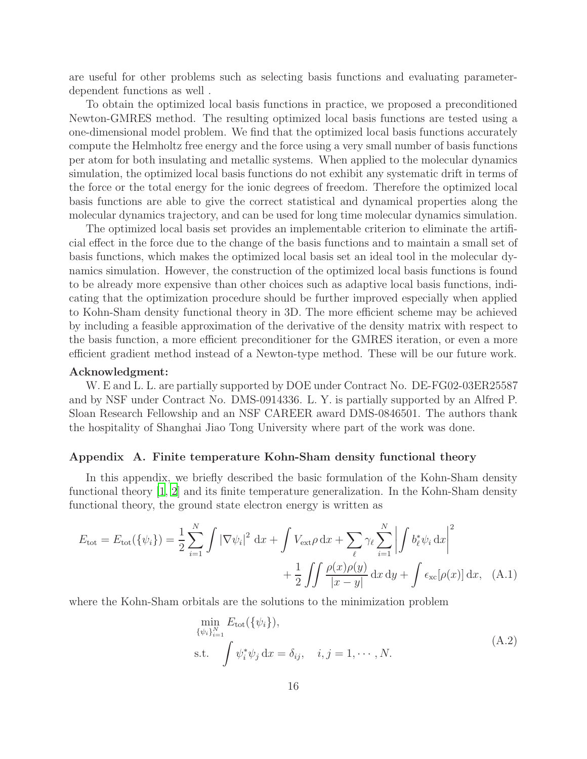are useful for other problems such as selecting basis functions and evaluating parameter-dependent functions as well .

To obtain the optimized local basis functions in practice, we proposed a preconditioned Newton-GMRES method. The resulting optimized local basis functions are tested using a one-dimensional model problem. We find that the optimized local basis functions accurately compute the Helmholtz free energy and the force using a very small number of basis functions per atom for both insulating and metallic systems. When applied to the molecular dynamics simulation, the optimized local basis functions do not exhibit any systematic drift in terms of the force or the total energy for the ionic degrees of freedom. Therefore the optimized local basis functions are able to give the correct statistical and dynamical properties along the molecular dynamics trajectory, and can be used for long time molecular dynamics simulation.

The optimized local basis set provides an implementable criterion to eliminate the artificial effect in the force due to the change of the basis functions and to maintain a small set of basis functions, which makes the optimized local basis set an ideal tool in the molecular dynamics simulation. However, the construction of the optimized local basis functions is found to be already more expensive than other choices such as adaptive local basis functions, indicating that the optimization procedure should be further improved especially when applied to Kohn-Sham density functional theory in 3D. The more efficient scheme may be achieved by including a feasible approximation of the derivative of the density matrix with respect to the basis function, a more efficient preconditioner for the GMRES iteration, or even a more efficient gradient method instead of a Newton-type method. These will be our future work.

**Acknowledgment:**

W. E and L. L. are partially supported by DOE under Contract No. DE-FG02-03ER25587 and by NSF under Contract No. DMS-0914336. L. Y. is partially supported by an Alfred P. Sloan Research Fellowship and an NSF CAREER award DMS-0846501. The authors thank the hospitality of Shanghai Jiao Tong University where part of the work was done.

## Appendix A. Finite temperature Kohn-Sham density functional theory

In this appendix, we briefly described the basic formulation of the Kohn-Sham density functional theory [1, 2] and its finite temperature generalization. In the Kohn-Sham density functional theory, the ground state electron energy is written as

$$
\begin{aligned}
E_{\mathrm{tot}} = E_{\mathrm{tot}}(\{\psi_i\}) = \frac{1}{2}\sum_{i=1}^{N} \int |\nabla \psi_i|^2 \,\mathrm{d}x + \int V_{\mathrm{ext}}\rho \,\mathrm{d}x + \sum_{\ell} \gamma_\ell \sum_{i=1}^{N} \left| \int b_\ell^* \psi_i \,\mathrm{d}x \right|^2 \\
+ \frac{1}{2} \iint \frac{\rho(x)\rho(y)}{|x-y|} \,\mathrm{d}x\,\mathrm{d}y + \int \epsilon_{\mathrm{xc}}[\rho(x)]\,\mathrm{d}x, \quad \text{(A.1)}
\end{aligned}
$$

where the Kohn-Sham orbitals are the solutions to the minimization problem

$$
\begin{aligned}
&\min_{\{\psi_i\}_{i=1}^N} \; E_{\mathrm{tot}}(\{\psi_i\}), \\
&\text{s.t.} \quad \int \psi_i^* \psi_j \,\mathrm{d}x = \delta_{ij}, \quad i,j = 1,\cdots,N.
\end{aligned} \quad \text{(A.2)}
$$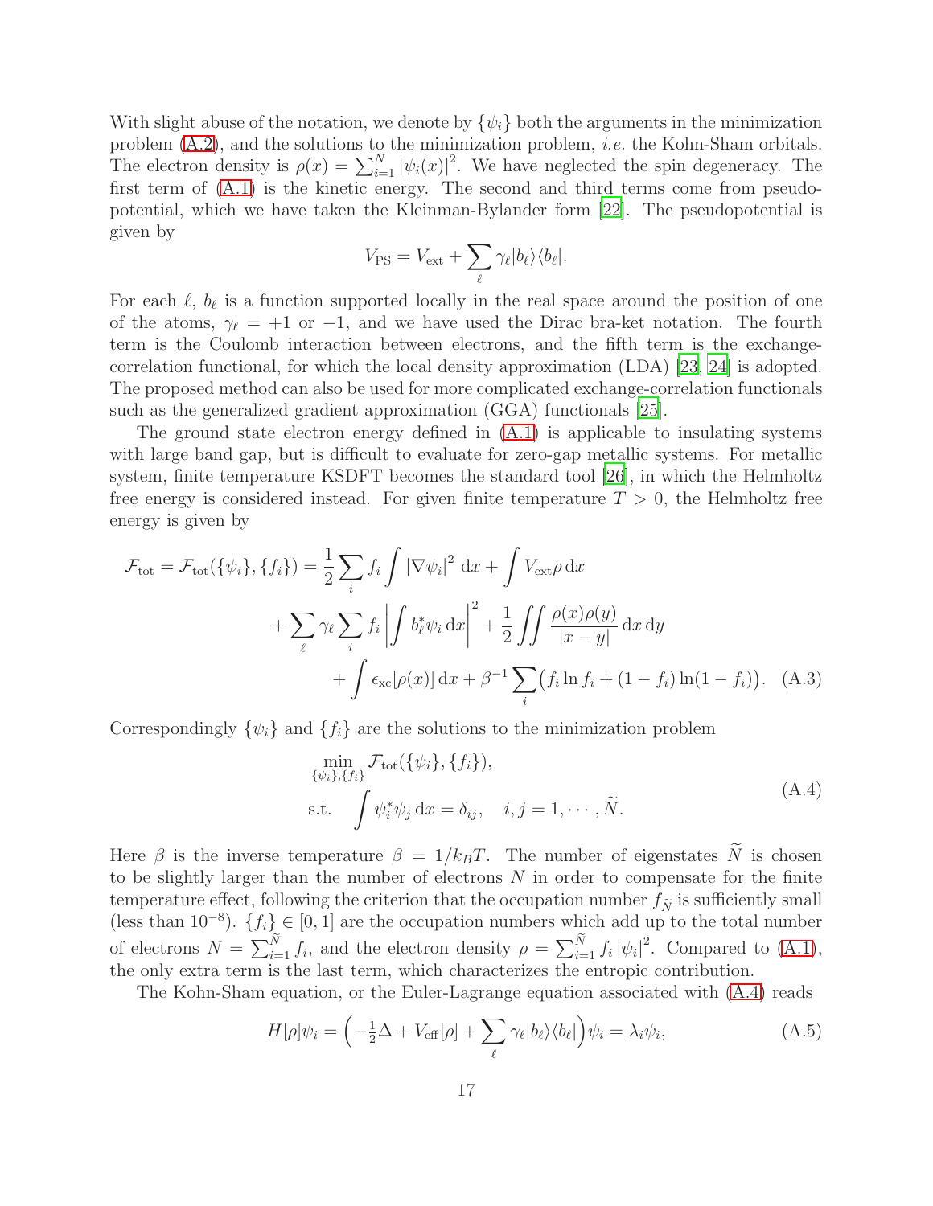With slight abuse of the notation, we denote by $\{\psi_i\}$ both the arguments in the minimization problem (A.2), and the solutions to the minimization problem, *i.e.* the Kohn-Sham orbitals. The electron density is $\rho(x) = \sum_{i=1}^{N} |\psi_i(x)|^2$. We have neglected the spin degeneracy. The first term of (A.1) is the kinetic energy. The second and third terms come from pseudo-potential, which we have taken the Kleinman-Bylander form [22]. The pseudopotential is given by

$$V_{\mathrm{PS}} = V_{\mathrm{ext}} + \sum_{\ell} \gamma_\ell |b_\ell\rangle\langle b_\ell|.$$

For each $\ell$, $b_\ell$ is a function supported locally in the real space around the position of one of the atoms, $\gamma_\ell = +1$ or $-1$, and we have used the Dirac bra-ket notation. The fourth term is the Coulomb interaction between electrons, and the fifth term is the exchange-correlation functional, for which the local density approximation (LDA) [23, 24] is adopted. The proposed method can also be used for more complicated exchange-correlation functionals such as the generalized gradient approximation (GGA) functionals [25].

The ground state electron energy defined in (A.1) is applicable to insulating systems with large band gap, but is difficult to evaluate for zero-gap metallic systems. For metallic system, finite temperature KSDFT becomes the standard tool [26], in which the Helmholtz free energy is considered instead. For given finite temperature $T > 0$, the Helmholtz free energy is given by

$$\begin{aligned}
\mathcal{F}_{\mathrm{tot}} = \mathcal{F}_{\mathrm{tot}}(\{\psi_i\},\{f_i\}) &= \frac{1}{2}\sum_i f_i \int |\nabla \psi_i|^2 \,\mathrm{d}x + \int V_{\mathrm{ext}}\rho \,\mathrm{d}x \\
&\quad + \sum_\ell \gamma_\ell \sum_i f_i \left| \int b_\ell^* \psi_i \,\mathrm{d}x \right|^2 + \frac{1}{2}\iint \frac{\rho(x)\rho(y)}{|x-y|}\,\mathrm{d}x\,\mathrm{d}y \\
&\quad + \int \epsilon_{\mathrm{xc}}[\rho(x)]\,\mathrm{d}x + \beta^{-1}\sum_i \big(f_i \ln f_i + (1-f_i)\ln(1-f_i)\big). \quad \text{(A.3)}
\end{aligned}$$

Correspondingly $\{\psi_i\}$ and $\{f_i\}$ are the solutions to the minimization problem

$$\begin{aligned}
&\min_{\{\psi_i\},\{f_i\}} \mathcal{F}_{\mathrm{tot}}(\{\psi_i\},\{f_i\}), \\
&\text{s.t.} \quad \int \psi_i^* \psi_j \,\mathrm{d}x = \delta_{ij}, \quad i,j = 1,\cdots,\widetilde{N}.
\end{aligned} \qquad \text{(A.4)}$$

Here $\beta$ is the inverse temperature $\beta = 1/k_B T$. The number of eigenstates $\widetilde{N}$ is chosen to be slightly larger than the number of electrons $N$ in order to compensate for the finite temperature effect, following the criterion that the occupation number $f_{\widetilde{N}}$ is sufficiently small (less than $10^{-8}$). $\{f_i\} \in [0,1]$ are the occupation numbers which add up to the total number of electrons $N = \sum_{i=1}^{\widetilde{N}} f_i$, and the electron density $\rho = \sum_{i=1}^{\widetilde{N}} f_i |\psi_i|^2$. Compared to (A.1), the only extra term is the last term, which characterizes the entropic contribution.

The Kohn-Sham equation, or the Euler-Lagrange equation associated with (A.4) reads

$$H[\rho]\psi_i = \Big(-\tfrac{1}{2}\Delta + V_{\mathrm{eff}}[\rho] + \sum_\ell \gamma_\ell |b_\ell\rangle\langle b_\ell|\Big)\psi_i = \lambda_i \psi_i, \qquad \text{(A.5)}$$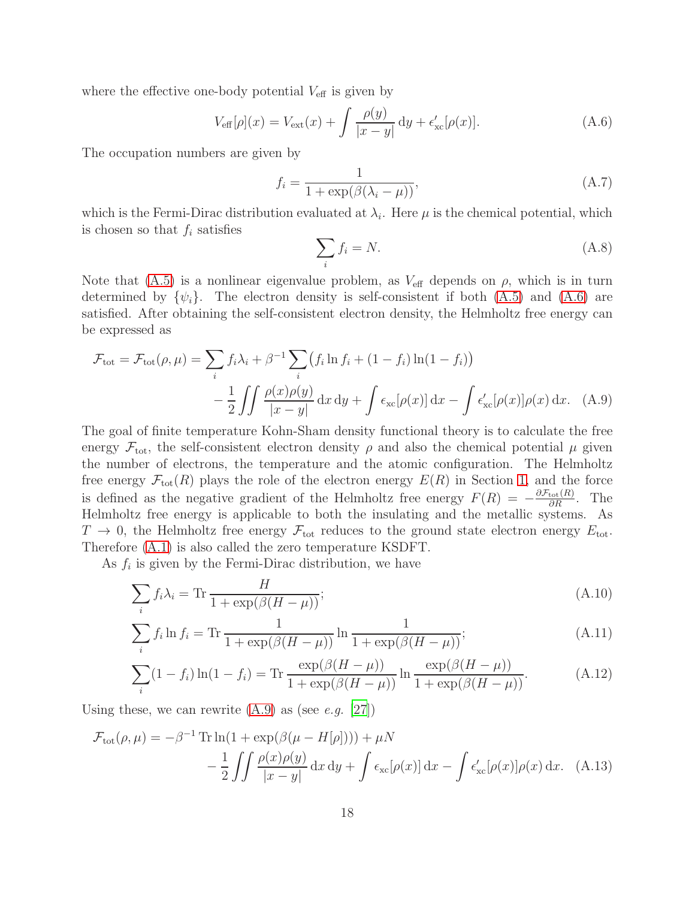where the effective one-body potential $V_{\text{eff}}$ is given by

$$V_{\text{eff}}[\rho](x) = V_{\text{ext}}(x) + \int \frac{\rho(y)}{|x-y|} \, \mathrm{d}y + \epsilon'_{\text{xc}}[\rho(x)]. \tag{A.6}$$

The occupation numbers are given by

$$f_i = \frac{1}{1 + \exp(\beta(\lambda_i - \mu))}, \tag{A.7}$$

which is the Fermi-Dirac distribution evaluated at $\lambda_i$. Here $\mu$ is the chemical potential, which is chosen so that $f_i$ satisfies

$$\sum_i f_i = N. \tag{A.8}$$

Note that (A.5) is a nonlinear eigenvalue problem, as $V_{\text{eff}}$ depends on $\rho$, which is in turn determined by $\{\psi_i\}$. The electron density is self-consistent if both (A.5) and (A.6) are satisfied. After obtaining the self-consistent electron density, the Helmholtz free energy can be expressed as

$$\begin{aligned}\mathcal{F}_{\text{tot}} = \mathcal{F}_{\text{tot}}(\rho, \mu) = \sum_i f_i \lambda_i + \beta^{-1} \sum_i \big(f_i \ln f_i + (1 - f_i) \ln(1 - f_i)\big) \\ - \frac{1}{2} \iint \frac{\rho(x)\rho(y)}{|x-y|} \, \mathrm{d}x \, \mathrm{d}y + \int \epsilon_{\text{xc}}[\rho(x)] \, \mathrm{d}x - \int \epsilon'_{\text{xc}}[\rho(x)]\rho(x) \, \mathrm{d}x. \end{aligned} \tag{A.9}$$

The goal of finite temperature Kohn-Sham density functional theory is to calculate the free energy $\mathcal{F}_{\text{tot}}$, the self-consistent electron density $\rho$ and also the chemical potential $\mu$ given the number of electrons, the temperature and the atomic configuration. The Helmholtz free energy $\mathcal{F}_{\text{tot}}(R)$ plays the role of the electron energy $E(R)$ in Section 1, and the force is defined as the negative gradient of the Helmholtz free energy $F(R) = -\frac{\partial \mathcal{F}_{\text{tot}}(R)}{\partial R}$. The Helmholtz free energy is applicable to both the insulating and the metallic systems. As $T \to 0$, the Helmholtz free energy $\mathcal{F}_{\text{tot}}$ reduces to the ground state electron energy $E_{\text{tot}}$. Therefore (A.1) is also called the zero temperature KSDFT.

As $f_i$ is given by the Fermi-Dirac distribution, we have

$$\sum_i f_i \lambda_i = \operatorname{Tr} \frac{H}{1 + \exp(\beta(H - \mu))}; \tag{A.10}$$

$$\sum_i f_i \ln f_i = \operatorname{Tr} \frac{1}{1 + \exp(\beta(H - \mu))} \ln \frac{1}{1 + \exp(\beta(H - \mu))}; \tag{A.11}$$

$$\sum_i (1 - f_i) \ln(1 - f_i) = \operatorname{Tr} \frac{\exp(\beta(H - \mu))}{1 + \exp(\beta(H - \mu))} \ln \frac{\exp(\beta(H - \mu))}{1 + \exp(\beta(H - \mu))}. \tag{A.12}$$

Using these, we can rewrite (A.9) as (see *e.g.* [27])

$$\begin{aligned}\mathcal{F}_{\text{tot}}(\rho, \mu) = -\beta^{-1} \operatorname{Tr} \ln(1 + \exp(\beta(\mu - H[\rho]))) + \mu N \\ - \frac{1}{2} \iint \frac{\rho(x)\rho(y)}{|x-y|} \, \mathrm{d}x \, \mathrm{d}y + \int \epsilon_{\text{xc}}[\rho(x)] \, \mathrm{d}x - \int \epsilon'_{\text{xc}}[\rho(x)]\rho(x) \, \mathrm{d}x. \end{aligned} \tag{A.13}$$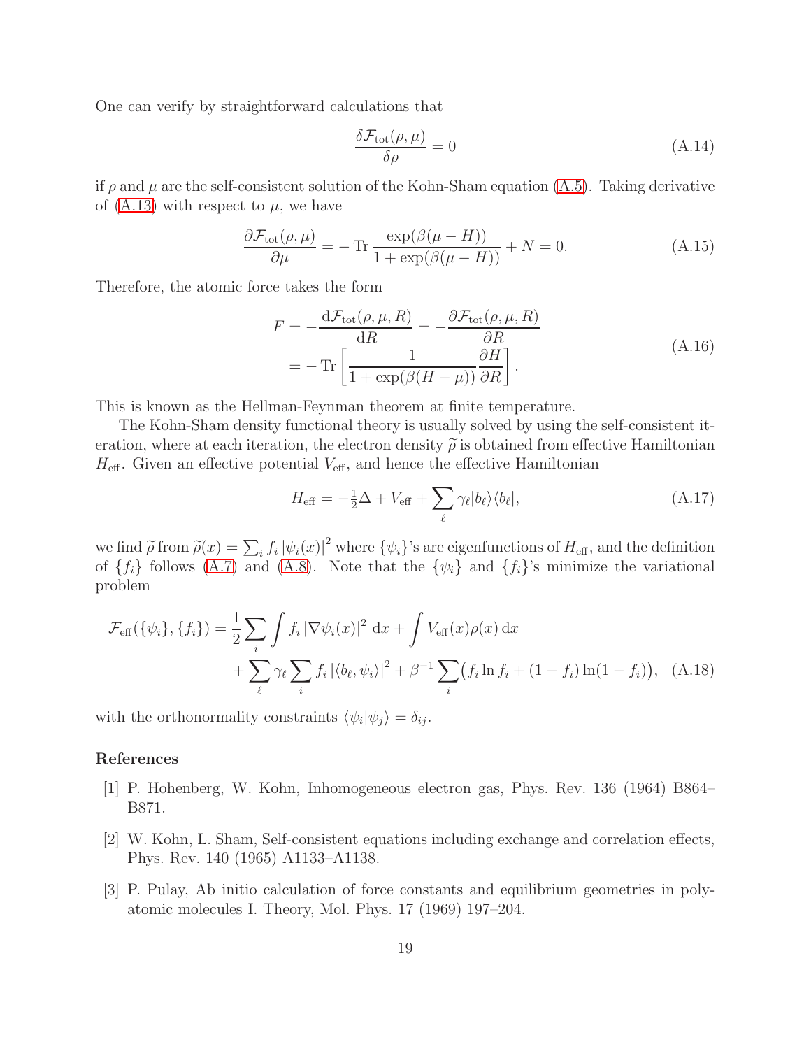One can verify by straightforward calculations that

$$\frac{\delta \mathcal{F}_{\text{tot}}(\rho, \mu)}{\delta \rho} = 0 \tag{A.14}$$

if $\rho$ and $\mu$ are the self-consistent solution of the Kohn-Sham equation (A.5). Taking derivative of (A.13) with respect to $\mu$, we have

$$\frac{\partial \mathcal{F}_{\text{tot}}(\rho, \mu)}{\partial \mu} = -\operatorname{Tr} \frac{\exp(\beta(\mu - H))}{1 + \exp(\beta(\mu - H))} + N = 0. \tag{A.15}$$

Therefore, the atomic force takes the form

$$\begin{aligned} F &= -\frac{\mathrm{d}\mathcal{F}_{\text{tot}}(\rho, \mu, R)}{\mathrm{d}R} = -\frac{\partial \mathcal{F}_{\text{tot}}(\rho, \mu, R)}{\partial R} \\ &= -\operatorname{Tr}\left[\frac{1}{1 + \exp(\beta(H - \mu))} \frac{\partial H}{\partial R}\right]. \end{aligned} \tag{A.16}$$

This is known as the Hellman-Feynman theorem at finite temperature.

The Kohn-Sham density functional theory is usually solved by using the self-consistent iteration, where at each iteration, the electron density $\widetilde{\rho}$ is obtained from effective Hamiltonian $H_{\text{eff}}$. Given an effective potential $V_{\text{eff}}$, and hence the effective Hamiltonian

$$H_{\text{eff}} = -\tfrac{1}{2}\Delta + V_{\text{eff}} + \sum_{\ell} \gamma_{\ell} |b_{\ell}\rangle\langle b_{\ell}|, \tag{A.17}$$

we find $\widetilde{\rho}$ from $\widetilde{\rho}(x) = \sum_i f_i \left|\psi_i(x)\right|^2$ where $\{\psi_i\}$'s are eigenfunctions of $H_{\text{eff}}$, and the definition of $\{f_i\}$ follows (A.7) and (A.8). Note that the $\{\psi_i\}$ and $\{f_i\}$'s minimize the variational problem

$$\begin{aligned} \mathcal{F}_{\text{eff}}(\{\psi_i\}, \{f_i\}) = \frac{1}{2} \sum_i \int f_i \left|\nabla \psi_i(x)\right|^2 \mathrm{d}x + \int V_{\text{eff}}(x) \rho(x) \, \mathrm{d}x \\ + \sum_{\ell} \gamma_{\ell} \sum_i f_i \left|\langle b_{\ell}, \psi_i \rangle\right|^2 + \beta^{-1} \sum_i \big(f_i \ln f_i + (1 - f_i) \ln(1 - f_i)\big), \end{aligned} \tag{A.18}$$

with the orthonormality constraints $\langle \psi_i | \psi_j \rangle = \delta_{ij}$.

## References

[1] P. Hohenberg, W. Kohn, Inhomogeneous electron gas, Phys. Rev. 136 (1964) B864–B871.

[2] W. Kohn, L. Sham, Self-consistent equations including exchange and correlation effects, Phys. Rev. 140 (1965) A1133–A1138.

[3] P. Pulay, Ab initio calculation of force constants and equilibrium geometries in polyatomic molecules I. Theory, Mol. Phys. 17 (1969) 197–204.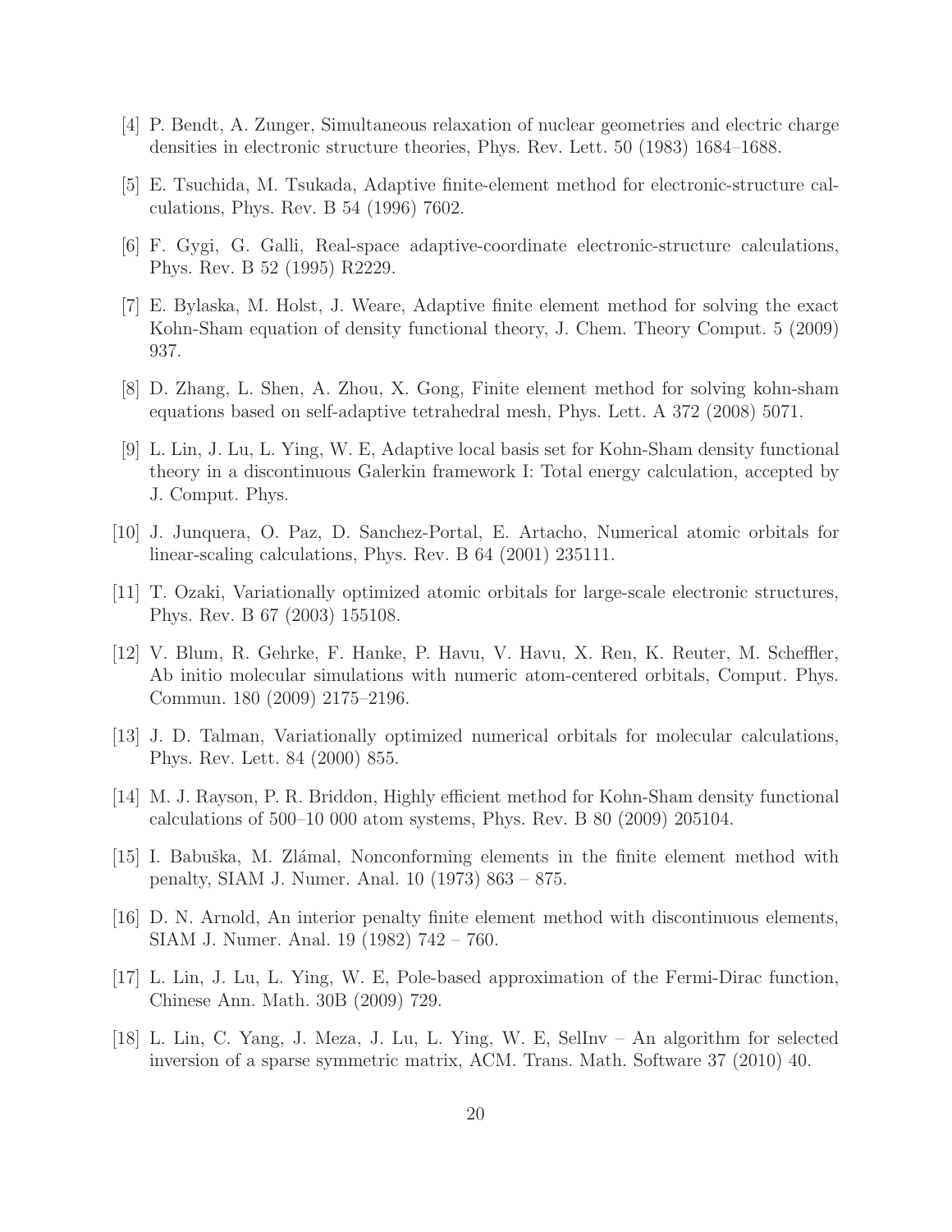[4] P. Bendt, A. Zunger, Simultaneous relaxation of nuclear geometries and electric charge densities in electronic structure theories, Phys. Rev. Lett. 50 (1983) 1684–1688.

[5] E. Tsuchida, M. Tsukada, Adaptive finite-element method for electronic-structure calculations, Phys. Rev. B 54 (1996) 7602.

[6] F. Gygi, G. Galli, Real-space adaptive-coordinate electronic-structure calculations, Phys. Rev. B 52 (1995) R2229.

[7] E. Bylaska, M. Holst, J. Weare, Adaptive finite element method for solving the exact Kohn-Sham equation of density functional theory, J. Chem. Theory Comput. 5 (2009) 937.

[8] D. Zhang, L. Shen, A. Zhou, X. Gong, Finite element method for solving kohn-sham equations based on self-adaptive tetrahedral mesh, Phys. Lett. A 372 (2008) 5071.

[9] L. Lin, J. Lu, L. Ying, W. E, Adaptive local basis set for Kohn-Sham density functional theory in a discontinuous Galerkin framework I: Total energy calculation, accepted by J. Comput. Phys.

[10] J. Junquera, O. Paz, D. Sanchez-Portal, E. Artacho, Numerical atomic orbitals for linear-scaling calculations, Phys. Rev. B 64 (2001) 235111.

[11] T. Ozaki, Variationally optimized atomic orbitals for large-scale electronic structures, Phys. Rev. B 67 (2003) 155108.

[12] V. Blum, R. Gehrke, F. Hanke, P. Havu, V. Havu, X. Ren, K. Reuter, M. Scheffler, Ab initio molecular simulations with numeric atom-centered orbitals, Comput. Phys. Commun. 180 (2009) 2175–2196.

[13] J. D. Talman, Variationally optimized numerical orbitals for molecular calculations, Phys. Rev. Lett. 84 (2000) 855.

[14] M. J. Rayson, P. R. Briddon, Highly efficient method for Kohn-Sham density functional calculations of 500–10 000 atom systems, Phys. Rev. B 80 (2009) 205104.

[15] I. Babuška, M. Zlámal, Nonconforming elements in the finite element method with penalty, SIAM J. Numer. Anal. 10 (1973) 863 – 875.

[16] D. N. Arnold, An interior penalty finite element method with discontinuous elements, SIAM J. Numer. Anal. 19 (1982) 742 – 760.

[17] L. Lin, J. Lu, L. Ying, W. E, Pole-based approximation of the Fermi-Dirac function, Chinese Ann. Math. 30B (2009) 729.

[18] L. Lin, C. Yang, J. Meza, J. Lu, L. Ying, W. E, SelInv – An algorithm for selected inversion of a sparse symmetric matrix, ACM. Trans. Math. Software 37 (2010) 40.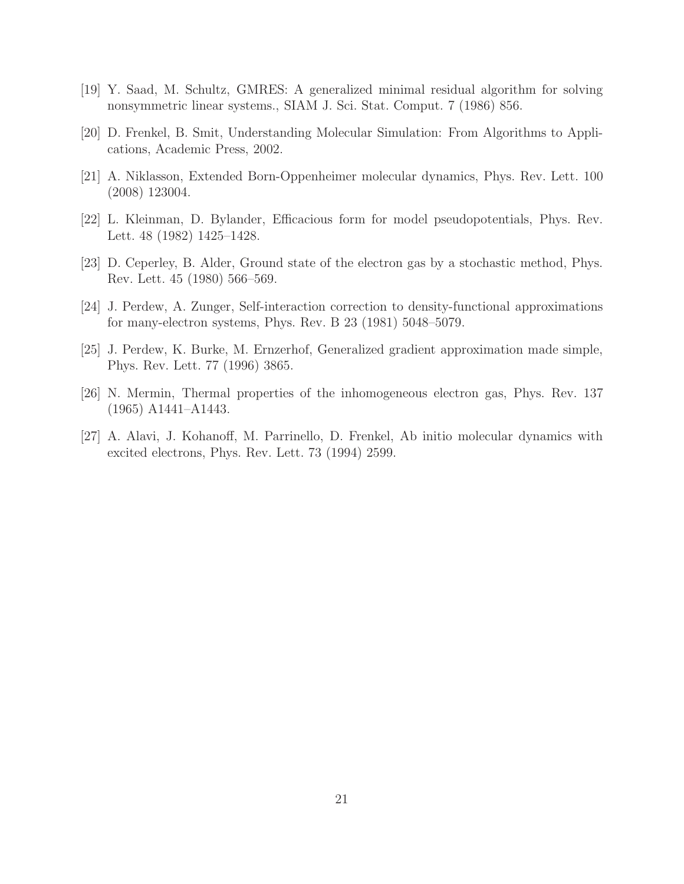[19] Y. Saad, M. Schultz, GMRES: A generalized minimal residual algorithm for solving nonsymmetric linear systems., SIAM J. Sci. Stat. Comput. 7 (1986) 856.

[20] D. Frenkel, B. Smit, Understanding Molecular Simulation: From Algorithms to Applications, Academic Press, 2002.

[21] A. Niklasson, Extended Born-Oppenheimer molecular dynamics, Phys. Rev. Lett. 100 (2008) 123004.

[22] L. Kleinman, D. Bylander, Efficacious form for model pseudopotentials, Phys. Rev. Lett. 48 (1982) 1425–1428.

[23] D. Ceperley, B. Alder, Ground state of the electron gas by a stochastic method, Phys. Rev. Lett. 45 (1980) 566–569.

[24] J. Perdew, A. Zunger, Self-interaction correction to density-functional approximations for many-electron systems, Phys. Rev. B 23 (1981) 5048–5079.

[25] J. Perdew, K. Burke, M. Ernzerhof, Generalized gradient approximation made simple, Phys. Rev. Lett. 77 (1996) 3865.

[26] N. Mermin, Thermal properties of the inhomogeneous electron gas, Phys. Rev. 137 (1965) A1441–A1443.

[27] A. Alavi, J. Kohanoff, M. Parrinello, D. Frenkel, Ab initio molecular dynamics with excited electrons, Phys. Rev. Lett. 73 (1994) 2599.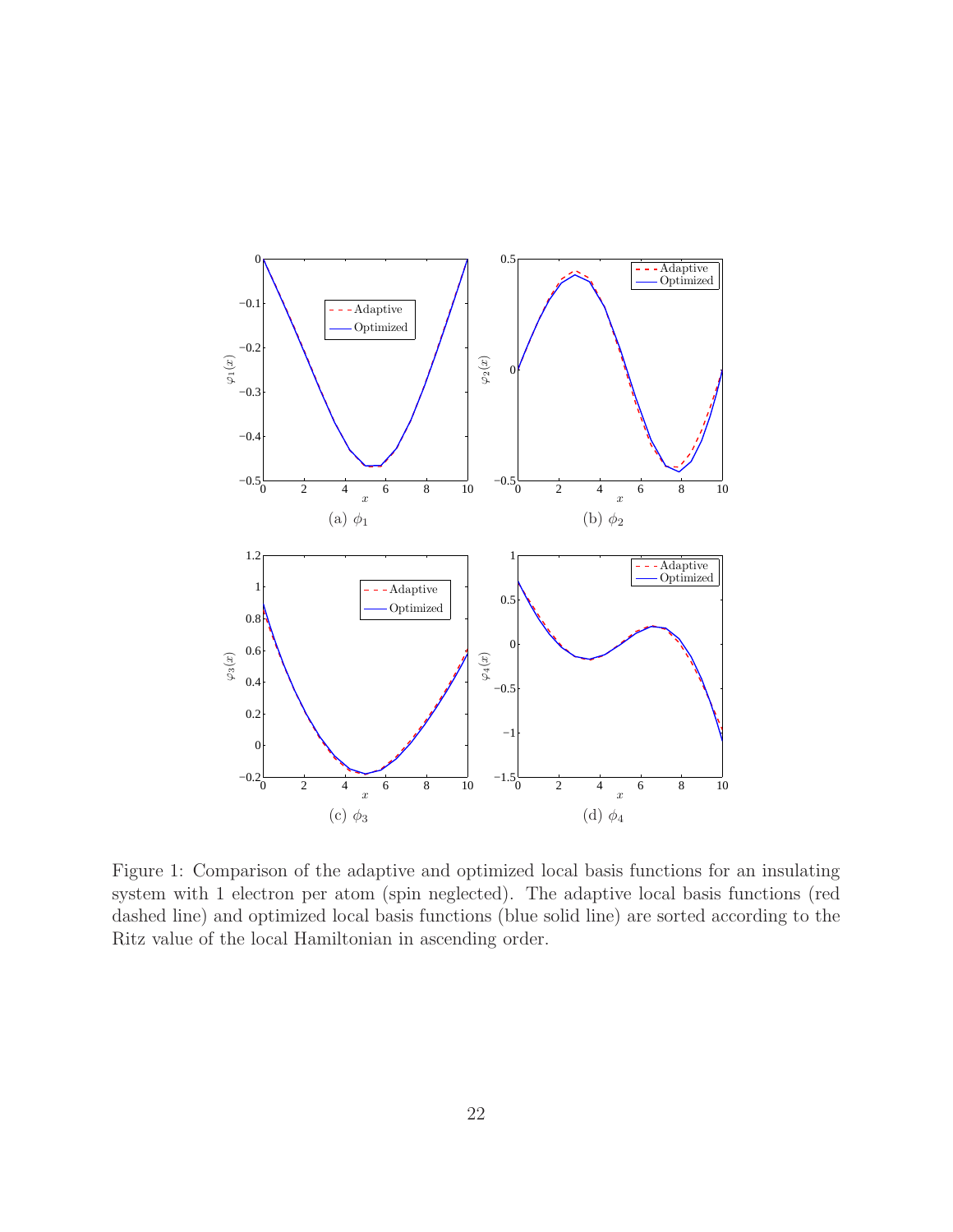(a) $\phi_1$

(b) $\phi_2$

(c) $\phi_3$

(d) $\phi_4$

Figure 1: Comparison of the adaptive and optimized local basis functions for an insulating system with 1 electron per atom (spin neglected). The adaptive local basis functions (red dashed line) and optimized local basis functions (blue solid line) are sorted according to the Ritz value of the local Hamiltonian in ascending order.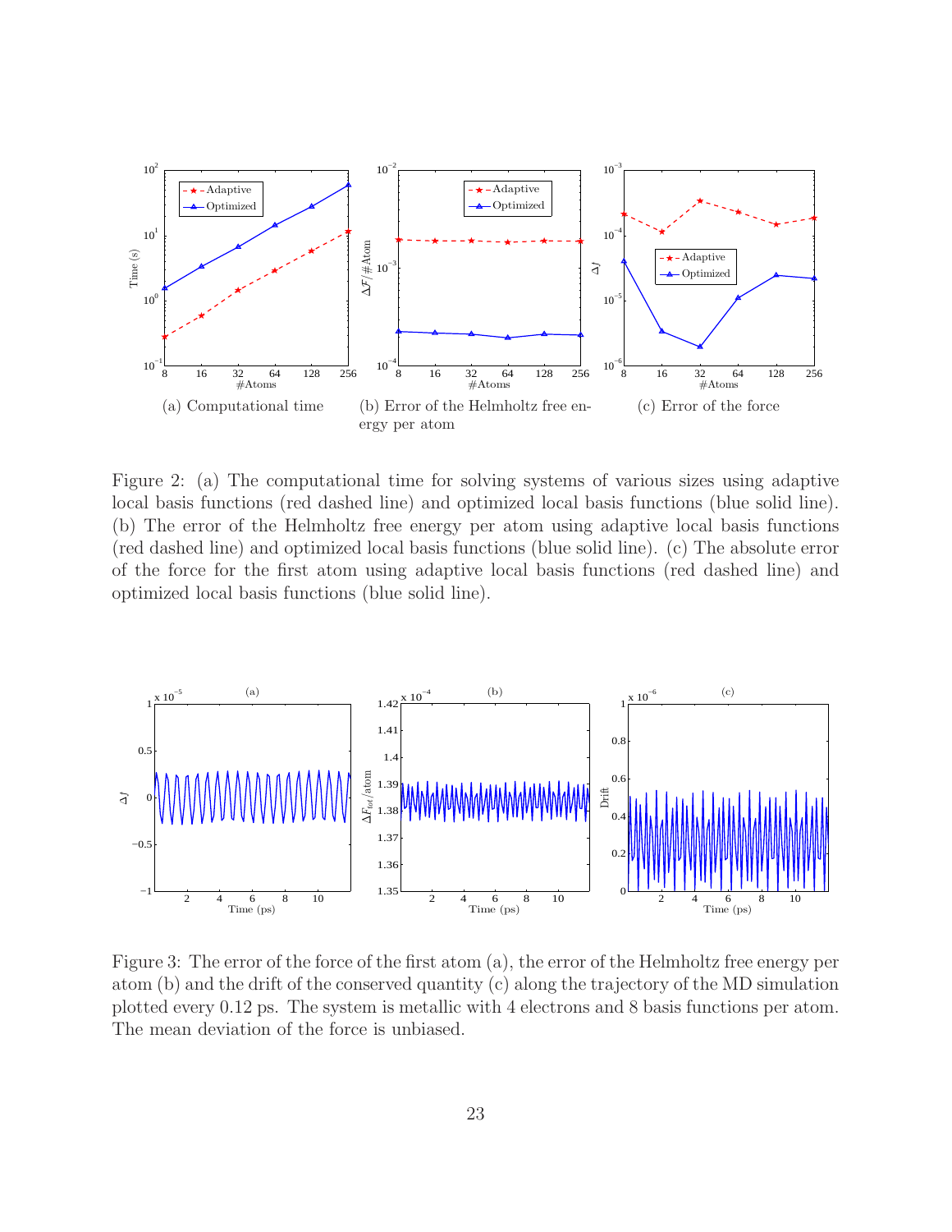10^2
10^1
10^0
10^-1
Time (s)
8 16 32 64 128 256
#Atoms
Adaptive
Optimized

(a) Computational time

10^-2
10^-3
10^-4
$\Delta\mathcal{F}$/#Atom
8 16 32 64 128 256
#Atoms
Adaptive
Optimized

(b) Error of the Helmholtz free energy per atom

10^-3
10^-4
10^-5
10^-6
$\Delta f$
8 16 32 64 128 256
#Atoms
Adaptive
Optimized

(c) Error of the force

Figure 2: (a) The computational time for solving systems of various sizes using adaptive local basis functions (red dashed line) and optimized local basis functions (blue solid line). (b) The error of the Helmholtz free energy per atom using adaptive local basis functions (red dashed line) and optimized local basis functions (blue solid line). (c) The absolute error of the force for the first atom using adaptive local basis functions (red dashed line) and optimized local basis functions (blue solid line).

(a)
x 10^-5
1
0.5
0
−0.5
−1
$\Delta f$
2 4 6 8 10
Time (ps)

(b)
x 10^-4
1.42
1.41
1.4
1.39
1.38
1.37
1.36
1.35
$\Delta F_{tot}$/atom
2 4 6 8 10
Time (ps)

(c)
x 10^-6
1
0.8
0.6
0.4
0.2
0
Drift
2 4 6 8 10
Time (ps)

Figure 3: The error of the force of the first atom (a), the error of the Helmholtz free energy per atom (b) and the drift of the conserved quantity (c) along the trajectory of the MD simulation plotted every 0.12 ps. The system is metallic with 4 electrons and 8 basis functions per atom. The mean deviation of the force is unbiased.